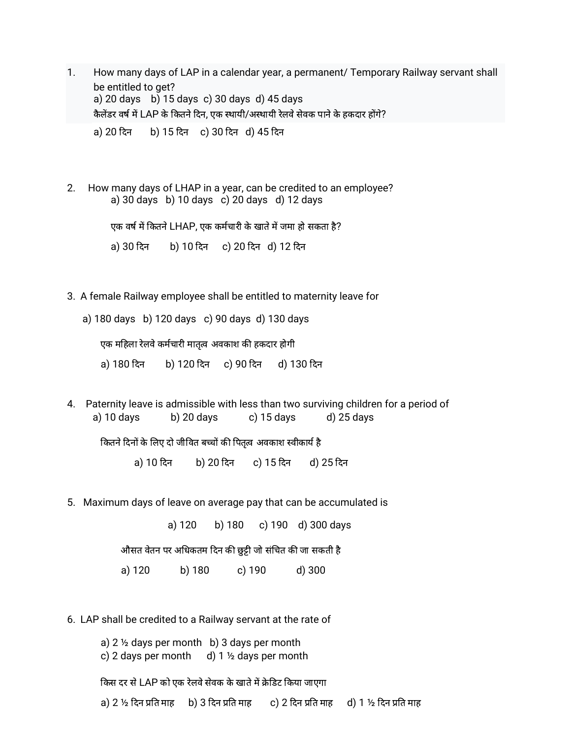1. How many days of LAP in a calendar year, a permanent/ Temporary Railway servant shall be entitled to get?
   a) 20 days b) 15 days c) 30 days d) 45 days
   कैलेंडर वर्ष में LAP के कितने दिन, एक स्थायी/अस्थायी रेलवे सेवक पाने के हकदार होंगे?
   a) 20 दिन b) 15 दिन c) 30 दिन d) 45 दिन

2. How many days of LHAP in a year, can be credited to an employee?
   a) 30 days b) 10 days c) 20 days d) 12 days

   एक वर्ष में कितने LHAP, एक कर्मचारी के खाते में जमा हो सकता है?

   a) 30 दिन b) 10 दिन c) 20 दिन d) 12 दिन

3. A female Railway employee shall be entitled to maternity leave for

   a) 180 days b) 120 days c) 90 days d) 130 days

   एक महिला रेलवे कर्मचारी मातृत्व अवकाश की हकदार होगी

   a) 180 दिन b) 120 दिन c) 90 दिन d) 130 दिन

4. Paternity leave is admissible with less than two surviving children for a period of
   a) 10 days b) 20 days c) 15 days d) 25 days

   कितने दिनों के लिए दो जीवित बच्चों की पितृत्व अवकाश स्वीकार्य है

   a) 10 दिन b) 20 दिन c) 15 दिन d) 25 दिन

5. Maximum days of leave on average pay that can be accumulated is

   a) 120 b) 180 c) 190 d) 300 days

   औसत वेतन पर अधिकतम दिन की छुट्टी जो संचित की जा सकती है

   a) 120 b) 180 c) 190 d) 300

6. LAP shall be credited to a Railway servant at the rate of

   a) 2 ½ days per month b) 3 days per month
   c) 2 days per month d) 1 ½ days per month

   किस दर से LAP को एक रेलवे सेवक के खाते में क्रेडिट किया जाएगा

   a) 2 ½ दिन प्रति माह b) 3 दिन प्रति माह c) 2 दिन प्रति माह d) 1 ½ दिन प्रति माह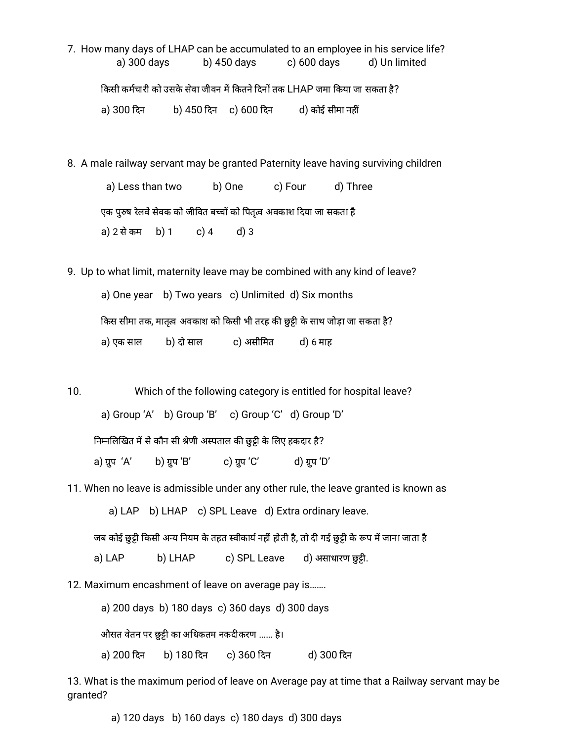7. How many days of LHAP can be accumulated to an employee in his service life?

   a) 300 days    b) 450 days    c) 600 days    d) Un limited

   किसी कर्मचारी को उसके सेवा जीवन में कितने दिनों तक LHAP जमा किया जा सकता है?

   a) 300 दिन    b) 450 दिन    c) 600 दिन    d) कोई सीमा नहीं

8. A male railway servant may be granted Paternity leave having surviving children

   a) Less than two    b) One    c) Four    d) Three

   एक पुरुष रेलवे सेवक को जीवित बच्चों को पितृत्व अवकाश दिया जा सकता है

   a) 2 से कम    b) 1    c) 4    d) 3

9. Up to what limit, maternity leave may be combined with any kind of leave?

   a) One year    b) Two years    c) Unlimited    d) Six months

   किस सीमा तक, मातृत्व अवकाश को किसी भी तरह की छुट्टी के साथ जोड़ा जा सकता है?

   a) एक साल    b) दो साल    c) असीमित    d) 6 माह

10. Which of the following category is entitled for hospital leave?

    a) Group 'A'    b) Group 'B'    c) Group 'C'    d) Group 'D'

    निम्नलिखित में से कौन सी श्रेणी अस्पताल की छुट्टी के लिए हकदार है?

    a) ग्रुप 'A'    b) ग्रुप 'B'    c) ग्रुप 'C'    d) ग्रुप 'D'

11. When no leave is admissible under any other rule, the leave granted is known as

    a) LAP    b) LHAP    c) SPL Leave    d) Extra ordinary leave.

    जब कोई छुट्टी किसी अन्य नियम के तहत स्वीकार्य नहीं होती है, तो दी गई छुट्टी के रूप में जाना जाता है

    a) LAP    b) LHAP    c) SPL Leave    d) असाधारण छुट्टी.

12. Maximum encashment of leave on average pay is.......

    a) 200 days    b) 180 days    c) 360 days    d) 300 days

    औसत वेतन पर छुट्टी का अधिकतम नकदीकरण ...... है।

    a) 200 दिन    b) 180 दिन    c) 360 दिन    d) 300 दिन

13. What is the maximum period of leave on Average pay at time that a Railway servant may be granted?

    a) 120 days    b) 160 days    c) 180 days    d) 300 days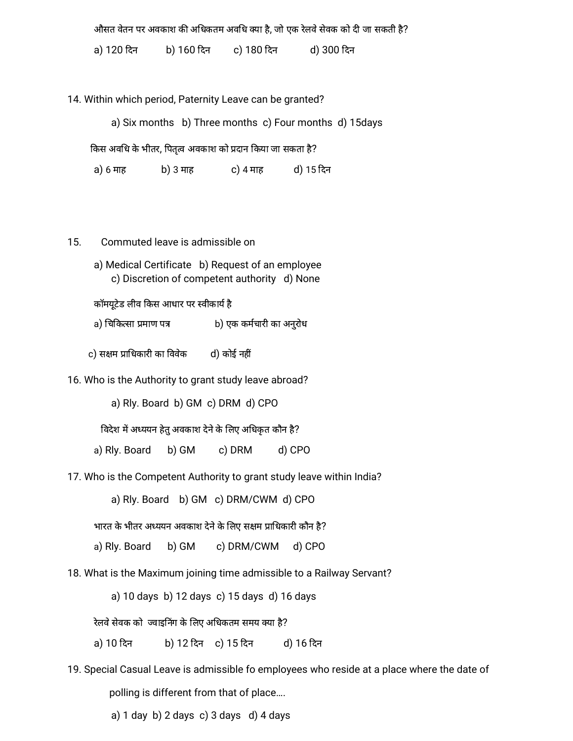औसत वेतन पर अवकाश की अधिकतम अवधि क्या है, जो एक रेलवे सेवक को दी जा सकती है?

a) 120 दिन b) 160 दिन c) 180 दिन d) 300 दिन

14. Within which period, Paternity Leave can be granted?

a) Six months b) Three months c) Four months d) 15days

किस अवधि के भीतर, पितृत्व अवकाश को प्रदान किया जा सकता है?

a) 6 माह b) 3 माह c) 4 माह d) 15 दिन

15. Commuted leave is admissible on

a) Medical Certificate b) Request of an employee c) Discretion of competent authority d) None

कॉमयूटेड लीव किस आधार पर स्वीकार्य है

a) चिकित्सा प्रमाण पत्र b) एक कर्मचारी का अनुरोध

c) सक्षम प्राधिकारी का विवेक d) कोई नहीं

16. Who is the Authority to grant study leave abroad?

a) Rly. Board b) GM c) DRM d) CPO

विदेश में अध्ययन हेतु अवकाश देने के लिए अधिकृत कौन है?

a) Rly. Board b) GM c) DRM d) CPO

17. Who is the Competent Authority to grant study leave within India?

a) Rly. Board b) GM c) DRM/CWM d) CPO

भारत के भीतर अध्ययन अवकाश देने के लिए सक्षम प्राधिकारी कौन है?

a) Rly. Board b) GM c) DRM/CWM d) CPO

18. What is the Maximum joining time admissible to a Railway Servant?

a) 10 days b) 12 days c) 15 days d) 16 days

रेलवे सेवक को ज्वाइनिंग के लिए अधिकतम समय क्या है?

a) 10 दिन b) 12 दिन c) 15 दिन d) 16 दिन

19. Special Casual Leave is admissible fo employees who reside at a place where the date of polling is different from that of place….

a) 1 day b) 2 days c) 3 days d) 4 days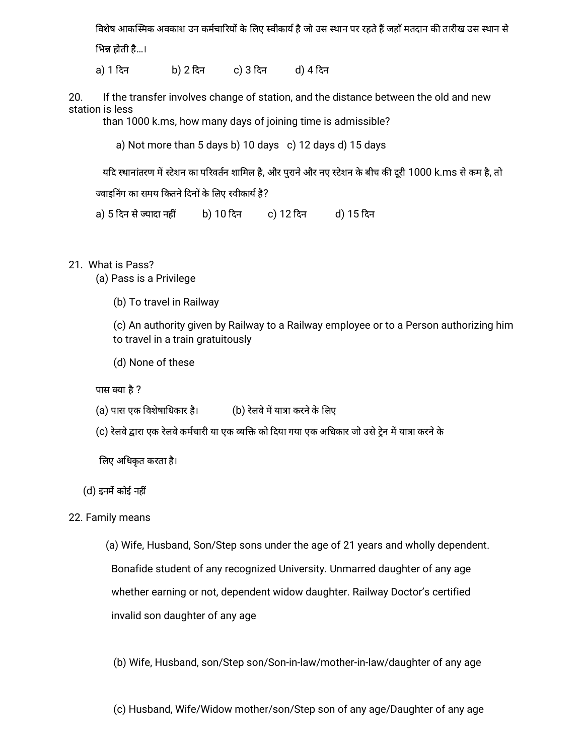विशेष आकस्मिक अवकाश उन कर्मचारियों के लिए स्वीकार्य है जो उस स्थान पर रहते हैं जहाँ मतदान की तारीख उस स्थान से भिन्न होती है...।

a) 1 दिन b) 2 दिन c) 3 दिन d) 4 दिन

20. If the transfer involves change of station, and the distance between the old and new station is less than 1000 k.ms, how many days of joining time is admissible?

a) Not more than 5 days b) 10 days c) 12 days d) 15 days

यदि स्थानांतरण में स्टेशन का परिवर्तन शामिल है, और पुराने और नए स्टेशन के बीच की दूरी 1000 k.ms से कम है, तो ज्वाइनिंग का समय कितने दिनों के लिए स्वीकार्य है?

a) 5 दिन से ज्यादा नहीं b) 10 दिन c) 12 दिन d) 15 दिन

21. What is Pass?

(a) Pass is a Privilege

(b) To travel in Railway

(c) An authority given by Railway to a Railway employee or to a Person authorizing him to travel in a train gratuitously

(d) None of these

पास क्या है ?

(a) पास एक विशेषाधिकार है। (b) रेलवे में यात्रा करने के लिए

(c) रेलवे द्वारा एक रेलवे कर्मचारी या एक व्यक्ति को दिया गया एक अधिकार जो उसे ट्रेन में यात्रा करने के लिए अधिकृत करता है।

(d) इनमें कोई नहीं

22. Family means

(a) Wife, Husband, Son/Step sons under the age of 21 years and wholly dependent. Bonafide student of any recognized University. Unmarred daughter of any age whether earning or not, dependent widow daughter. Railway Doctor's certified invalid son daughter of any age

(b) Wife, Husband, son/Step son/Son-in-law/mother-in-law/daughter of any age

(c) Husband, Wife/Widow mother/son/Step son of any age/Daughter of any age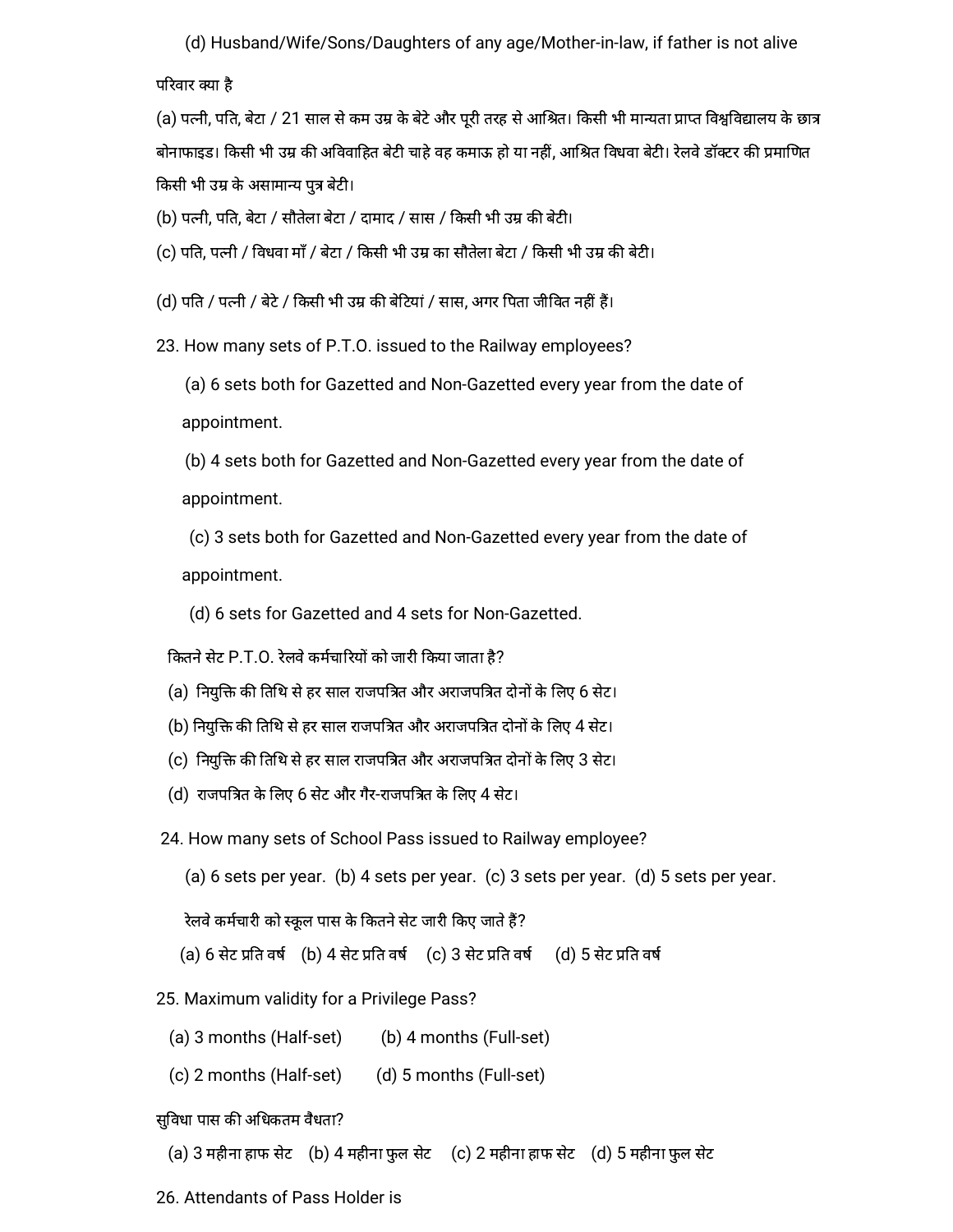(d) Husband/Wife/Sons/Daughters of any age/Mother-in-law, if father is not alive

परिवार क्या है

(a) पत्नी, पति, बेटा / 21 साल से कम उम्र के बेटे और पूरी तरह से आश्रित। किसी भी मान्यता प्राप्त विश्वविद्यालय के छात्र बोनाफाइड। किसी भी उम्र की अविवाहित बेटी चाहे वह कमाऊ हो या नहीं, आश्रित विधवा बेटी। रेलवे डॉक्टर की प्रमाणित किसी भी उम्र के असामान्य पुत्र बेटी।

(b) पत्नी, पति, बेटा / सौतेला बेटा / दामाद / सास / किसी भी उम्र की बेटी।

(c) पति, पत्नी / विधवा माँ / बेटा / किसी भी उम्र का सौतेला बेटा / किसी भी उम्र की बेटी।

(d) पति / पत्नी / बेटे / किसी भी उम्र की बेटियां / सास, अगर पिता जीवित नहीं हैं।

23. How many sets of P.T.O. issued to the Railway employees?

(a) 6 sets both for Gazetted and Non-Gazetted every year from the date of appointment.

(b) 4 sets both for Gazetted and Non-Gazetted every year from the date of appointment.

(c) 3 sets both for Gazetted and Non-Gazetted every year from the date of appointment.

(d) 6 sets for Gazetted and 4 sets for Non-Gazetted.

कितने सेट P.T.O. रेलवे कर्मचारियों को जारी किया जाता है?

(a) नियुक्ति की तिथि से हर साल राजपत्रित और अराजपत्रित दोनों के लिए 6 सेट।

(b) नियुक्ति की तिथि से हर साल राजपत्रित और अराजपत्रित दोनों के लिए 4 सेट।

(c) नियुक्ति की तिथि से हर साल राजपत्रित और अराजपत्रित दोनों के लिए 3 सेट।

(d) राजपत्रित के लिए 6 सेट और गैर-राजपत्रित के लिए 4 सेट।

24. How many sets of School Pass issued to Railway employee?

(a) 6 sets per year. (b) 4 sets per year. (c) 3 sets per year. (d) 5 sets per year.

रेलवे कर्मचारी को स्कूल पास के कितने सेट जारी किए जाते हैं?

(a) 6 सेट प्रति वर्ष (b) 4 सेट प्रति वर्ष (c) 3 सेट प्रति वर्ष (d) 5 सेट प्रति वर्ष

25. Maximum validity for a Privilege Pass?

(a) 3 months (Half-set) (b) 4 months (Full-set)

(c) 2 months (Half-set) (d) 5 months (Full-set)

सुविधा पास की अधिकतम वैधता?

(a) 3 महीना हाफ सेट (b) 4 महीना फुल सेट (c) 2 महीना हाफ सेट (d) 5 महीना फुल सेट

26. Attendants of Pass Holder is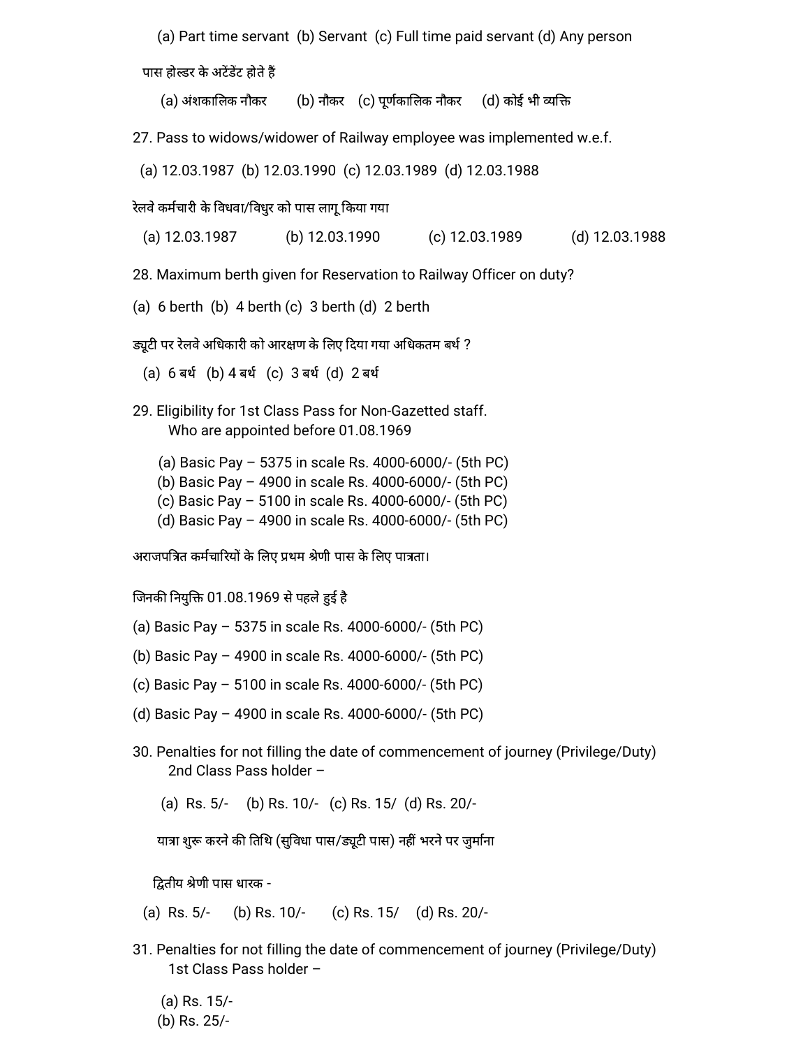(a) Part time servant (b) Servant (c) Full time paid servant (d) Any person

पास होल्डर के अटेंडेंट होते हैं

(a) अंशकालिक नौकर (b) नौकर (c) पूर्णकालिक नौकर (d) कोई भी व्यक्ति

27. Pass to widows/widower of Railway employee was implemented w.e.f.

(a) 12.03.1987 (b) 12.03.1990 (c) 12.03.1989 (d) 12.03.1988

रेलवे कर्मचारी के विधवा/विधुर को पास लागू किया गया

(a) 12.03.1987 (b) 12.03.1990 (c) 12.03.1989 (d) 12.03.1988

28. Maximum berth given for Reservation to Railway Officer on duty?

(a) 6 berth (b) 4 berth (c) 3 berth (d) 2 berth

ड्यूटी पर रेलवे अधिकारी को आरक्षण के लिए दिया गया अधिकतम बर्थ ?

(a) 6 बर्थ (b) 4 बर्थ (c) 3 बर्थ (d) 2 बर्थ

29. Eligibility for 1st Class Pass for Non-Gazetted staff. Who are appointed before 01.08.1969

(a) Basic Pay – 5375 in scale Rs. 4000-6000/- (5th PC)
(b) Basic Pay – 4900 in scale Rs. 4000-6000/- (5th PC)
(c) Basic Pay – 5100 in scale Rs. 4000-6000/- (5th PC)
(d) Basic Pay – 4900 in scale Rs. 4000-6000/- (5th PC)

अराजपत्रित कर्मचारियों के लिए प्रथम श्रेणी पास के लिए पात्रता।

जिनकी नियुक्ति 01.08.1969 से पहले हुई है

(a) Basic Pay – 5375 in scale Rs. 4000-6000/- (5th PC)

(b) Basic Pay – 4900 in scale Rs. 4000-6000/- (5th PC)

(c) Basic Pay – 5100 in scale Rs. 4000-6000/- (5th PC)

(d) Basic Pay – 4900 in scale Rs. 4000-6000/- (5th PC)

30. Penalties for not filling the date of commencement of journey (Privilege/Duty) 2nd Class Pass holder –

(a) Rs. 5/- (b) Rs. 10/- (c) Rs. 15/ (d) Rs. 20/-

यात्रा शुरू करने की तिथि (सुविधा पास/ड्यूटी पास) नहीं भरने पर जुर्माना

द्वितीय श्रेणी पास धारक -

(a) Rs. 5/- (b) Rs. 10/- (c) Rs. 15/ (d) Rs. 20/-

31. Penalties for not filling the date of commencement of journey (Privilege/Duty) 1st Class Pass holder –

(a) Rs. 15/-
(b) Rs. 25/-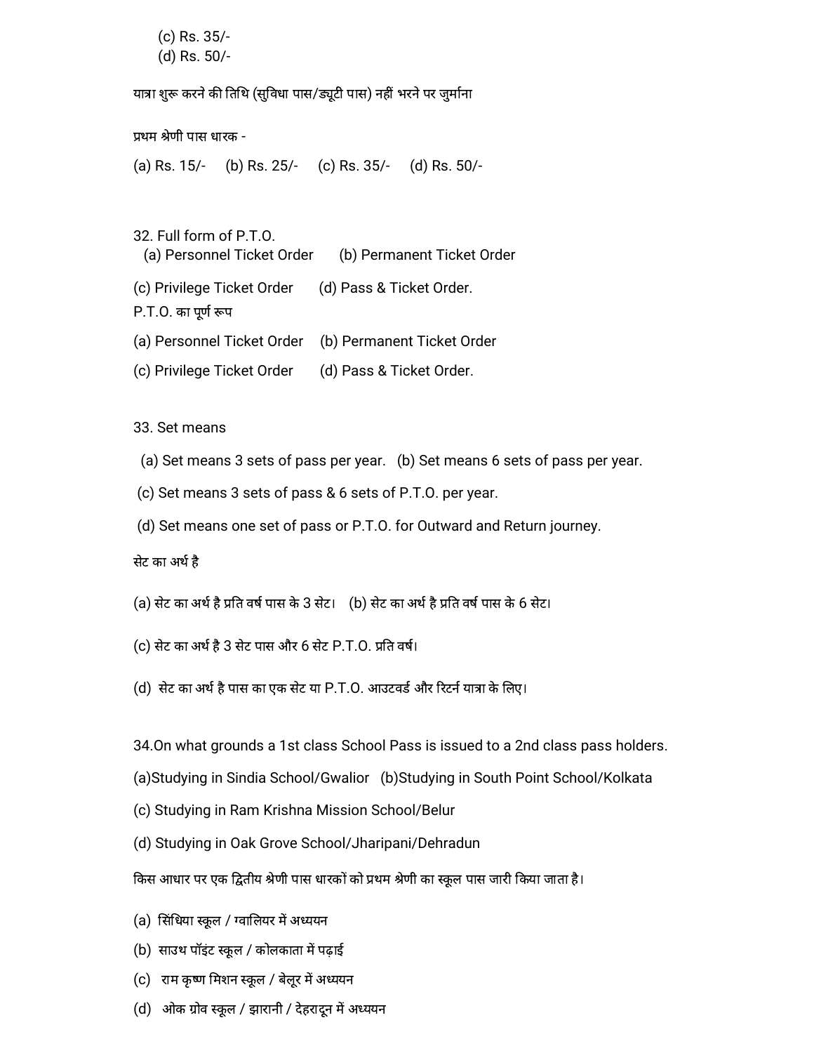(c) Rs. 35/-
(d) Rs. 50/-

यात्रा शुरू करने की तिथि (सुविधा पास/ड्यूटी पास) नहीं भरने पर जुर्माना

प्रथम श्रेणी पास धारक -

(a) Rs. 15/- (b) Rs. 25/- (c) Rs. 35/- (d) Rs. 50/-

32. Full form of P.T.O.
(a) Personnel Ticket Order (b) Permanent Ticket Order

(c) Privilege Ticket Order (d) Pass & Ticket Order.

P.T.O. का पूर्ण रूप

(a) Personnel Ticket Order (b) Permanent Ticket Order

(c) Privilege Ticket Order (d) Pass & Ticket Order.

33. Set means

(a) Set means 3 sets of pass per year. (b) Set means 6 sets of pass per year.

(c) Set means 3 sets of pass & 6 sets of P.T.O. per year.

(d) Set means one set of pass or P.T.O. for Outward and Return journey.

सेट का अर्थ है

(a) सेट का अर्थ है प्रति वर्ष पास के 3 सेट। (b) सेट का अर्थ है प्रति वर्ष पास के 6 सेट।

(c) सेट का अर्थ है 3 सेट पास और 6 सेट P.T.O. प्रति वर्ष।

(d) सेट का अर्थ है पास का एक सेट या P.T.O. आउटवर्ड और रिटर्न यात्रा के लिए।

34. On what grounds a 1st class School Pass is issued to a 2nd class pass holders.

(a) Studying in Sindia School/Gwalior (b) Studying in South Point School/Kolkata

(c) Studying in Ram Krishna Mission School/Belur

(d) Studying in Oak Grove School/Jharipani/Dehradun

किस आधार पर एक द्वितीय श्रेणी पास धारकों को प्रथम श्रेणी का स्कूल पास जारी किया जाता है।

(a) सिंधिया स्कूल / ग्वालियर में अध्ययन

(b) साउथ पॉइंट स्कूल / कोलकाता में पढ़ाई

(c) राम कृष्ण मिशन स्कूल / बेलूर में अध्ययन

(d) ओक ग्रोव स्कूल / झारानी / देहरादून में अध्ययन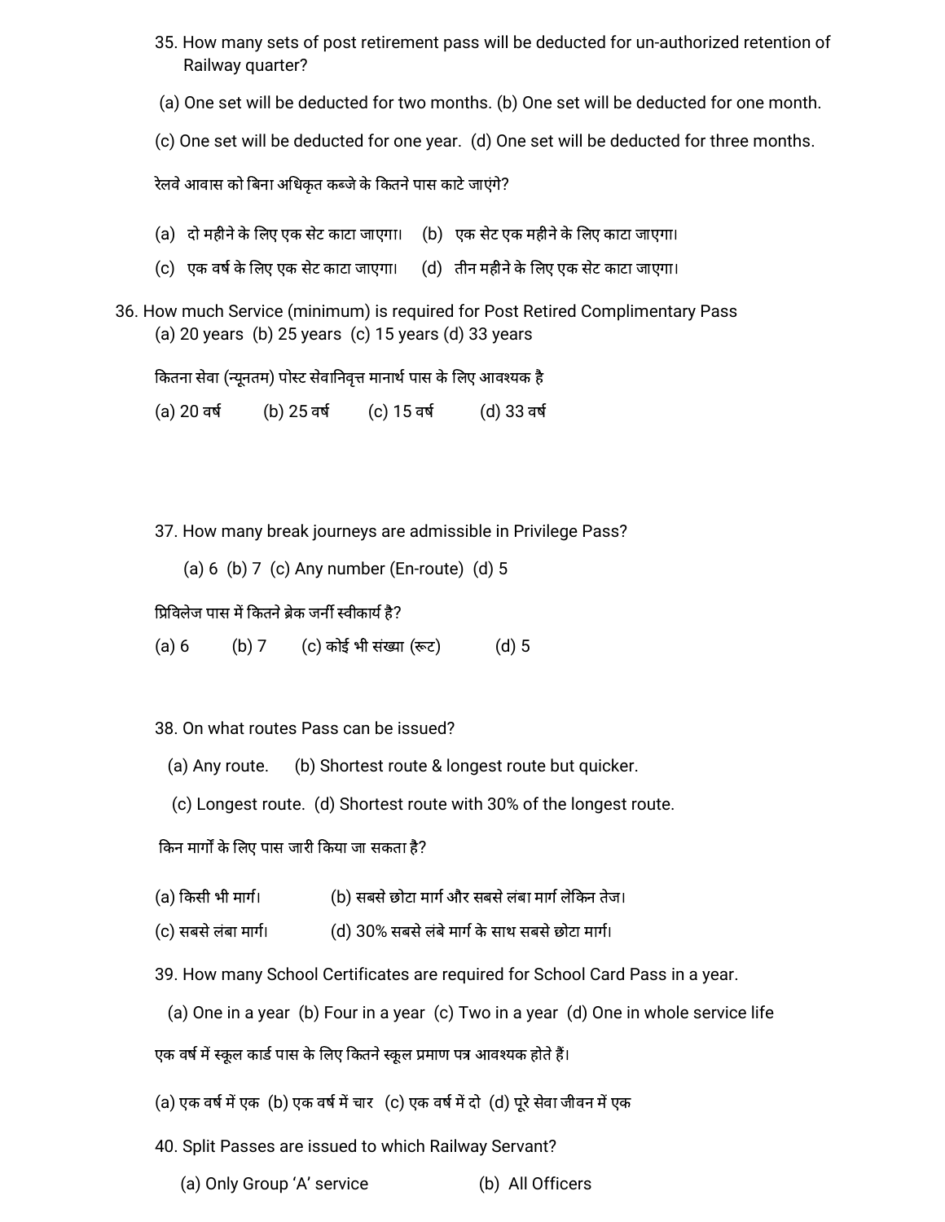35. How many sets of post retirement pass will be deducted for un-authorized retention of Railway quarter?

(a) One set will be deducted for two months. (b) One set will be deducted for one month.

(c) One set will be deducted for one year. (d) One set will be deducted for three months.

रेलवे आवास को बिना अधिकृत कब्जे के कितने पास काटे जाएंगे?

(a) दो महीने के लिए एक सेट काटा जाएगा। (b) एक सेट एक महीने के लिए काटा जाएगा।

(c) एक वर्ष के लिए एक सेट काटा जाएगा। (d) तीन महीने के लिए एक सेट काटा जाएगा।

36. How much Service (minimum) is required for Post Retired Complimentary Pass

(a) 20 years (b) 25 years (c) 15 years (d) 33 years

कितना सेवा (न्यूनतम) पोस्ट सेवानिवृत्त मानार्थ पास के लिए आवश्यक है

(a) 20 वर्ष (b) 25 वर्ष (c) 15 वर्ष (d) 33 वर्ष

37. How many break journeys are admissible in Privilege Pass?

(a) 6 (b) 7 (c) Any number (En-route) (d) 5

प्रिविलेज पास में कितने ब्रेक जर्नी स्वीकार्य है?

(a) 6 (b) 7 (c) कोई भी संख्या (रूट) (d) 5

38. On what routes Pass can be issued?

(a) Any route. (b) Shortest route & longest route but quicker.

(c) Longest route. (d) Shortest route with 30% of the longest route.

किन मार्गों के लिए पास जारी किया जा सकता है?

(a) किसी भी मार्ग। (b) सबसे छोटा मार्ग और सबसे लंबा मार्ग लेकिन तेज।

(c) सबसे लंबा मार्ग। (d) 30% सबसे लंबे मार्ग के साथ सबसे छोटा मार्ग।

39. How many School Certificates are required for School Card Pass in a year.

(a) One in a year (b) Four in a year (c) Two in a year (d) One in whole service life

एक वर्ष में स्कूल कार्ड पास के लिए कितने स्कूल प्रमाण पत्र आवश्यक होते हैं।

(a) एक वर्ष में एक (b) एक वर्ष में चार (c) एक वर्ष में दो (d) पूरे सेवा जीवन में एक

40. Split Passes are issued to which Railway Servant?

(a) Only Group 'A' service (b) All Officers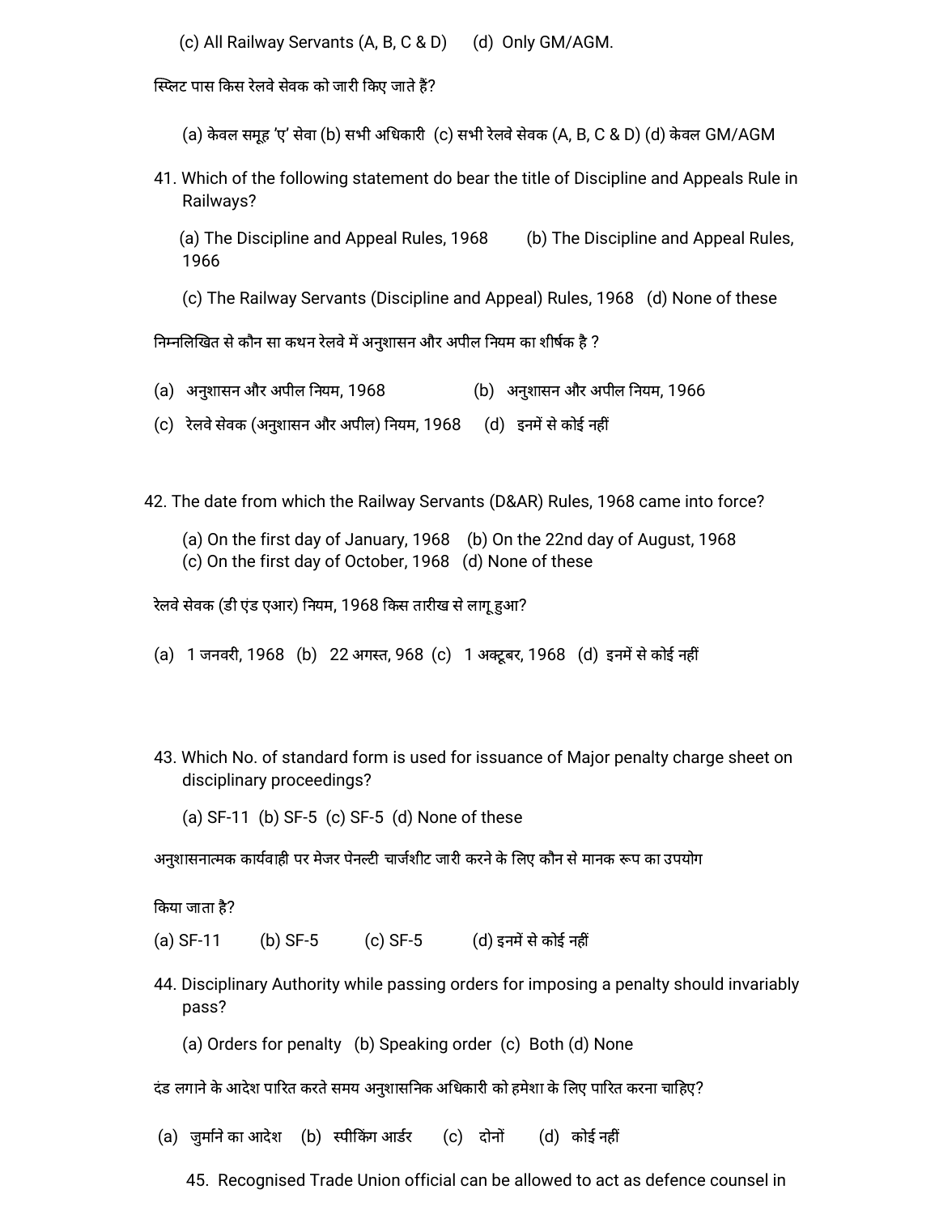(c) All Railway Servants (A, B, C & D)  (d) Only GM/AGM.

स्प्लिट पास किस रेलवे सेवक को जारी किए जाते हैं?

(a) केवल समूह 'ए' सेवा (b) सभी अधिकारी (c) सभी रेलवे सेवक (A, B, C & D) (d) केवल GM/AGM

41. Which of the following statement do bear the title of Discipline and Appeals Rule in Railways?

(a) The Discipline and Appeal Rules, 1968  (b) The Discipline and Appeal Rules, 1966

(c) The Railway Servants (Discipline and Appeal) Rules, 1968  (d) None of these

निम्नलिखित से कौन सा कथन रेलवे में अनुशासन और अपील नियम का शीर्षक है ?

(a) अनुशासन और अपील नियम, 1968  (b) अनुशासन और अपील नियम, 1966

(c) रेलवे सेवक (अनुशासन और अपील) नियम, 1968  (d) इनमें से कोई नहीं

42. The date from which the Railway Servants (D&AR) Rules, 1968 came into force?

(a) On the first day of January, 1968  (b) On the 22nd day of August, 1968
(c) On the first day of October, 1968  (d) None of these

रेलवे सेवक (डी एंड एआर) नियम, 1968 किस तारीख से लागू हुआ?

(a) 1 जनवरी, 1968  (b) 22 अगस्त, 968  (c) 1 अक्टूबर, 1968  (d) इनमें से कोई नहीं

43. Which No. of standard form is used for issuance of Major penalty charge sheet on disciplinary proceedings?

(a) SF-11 (b) SF-5 (c) SF-5 (d) None of these

अनुशासनात्मक कार्यवाही पर मेजर पेनल्टी चार्जशीट जारी करने के लिए कौन से मानक रूप का उपयोग

किया जाता है?

(a) SF-11  (b) SF-5  (c) SF-5  (d) इनमें से कोई नहीं

44. Disciplinary Authority while passing orders for imposing a penalty should invariably pass?

(a) Orders for penalty  (b) Speaking order  (c) Both (d) None

दंड लगाने के आदेश पारित करते समय अनुशासनिक अधिकारी को हमेशा के लिए पारित करना चाहिए?

(a) जुर्माने का आदेश  (b) स्पीकिंग आर्डर  (c) दोनों  (d) कोई नहीं

45. Recognised Trade Union official can be allowed to act as defence counsel in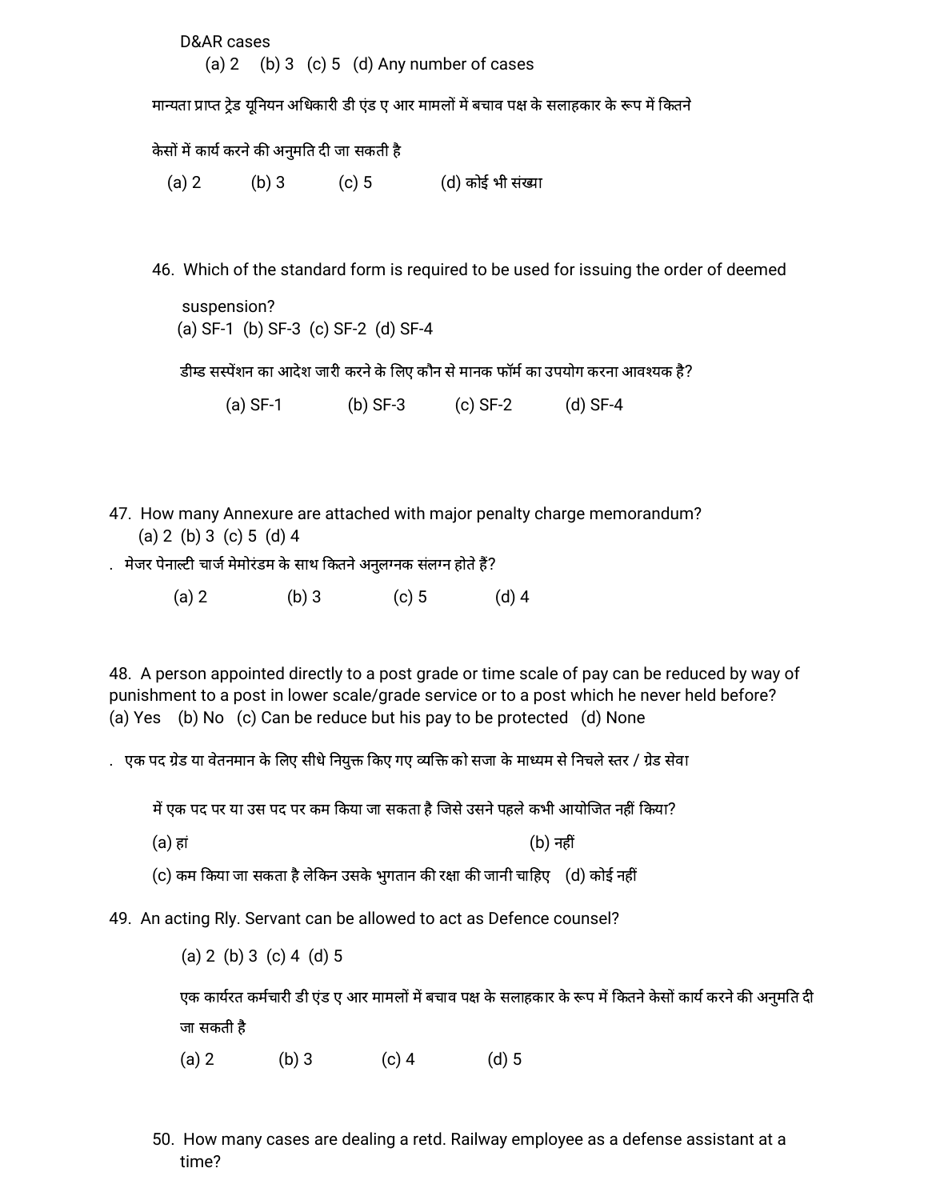D&AR cases

(a) 2 (b) 3 (c) 5 (d) Any number of cases

मान्यता प्राप्त ट्रेड यूनियन अधिकारी डी एंड ए आर मामलों में बचाव पक्ष के सलाहकार के रूप में कितने केसों में कार्य करने की अनुमति दी जा सकती है

(a) 2 (b) 3 (c) 5 (d) कोई भी संख्या

46. Which of the standard form is required to be used for issuing the order of deemed suspension?

(a) SF-1 (b) SF-3 (c) SF-2 (d) SF-4

डीम्ड सस्पेंशन का आदेश जारी करने के लिए कौन से मानक फॉर्म का उपयोग करना आवश्यक है?

(a) SF-1 (b) SF-3 (c) SF-2 (d) SF-4

47. How many Annexure are attached with major penalty charge memorandum?

(a) 2 (b) 3 (c) 5 (d) 4

. मेजर पेनाल्टी चार्ज मेमोरंडम के साथ कितने अनुलग्नक संलग्न होते हैं?

(a) 2 (b) 3 (c) 5 (d) 4

48. A person appointed directly to a post grade or time scale of pay can be reduced by way of punishment to a post in lower scale/grade service or to a post which he never held before?

(a) Yes (b) No (c) Can be reduce but his pay to be protected (d) None

. एक पद ग्रेड या वेतनमान के लिए सीधे नियुक्त किए गए व्यक्ति को सजा के माध्यम से निचले स्तर / ग्रेड सेवा में एक पद पर या उस पद पर कम किया जा सकता है जिसे उसने पहले कभी आयोजित नहीं किया?

(a) हां (b) नहीं

(c) कम किया जा सकता है लेकिन उसके भुगतान की रक्षा की जानी चाहिए (d) कोई नहीं

49. An acting Rly. Servant can be allowed to act as Defence counsel?

(a) 2 (b) 3 (c) 4 (d) 5

एक कार्यरत कर्मचारी डी एंड ए आर मामलों में बचाव पक्ष के सलाहकार के रूप में कितने केसों कार्य करने की अनुमति दी जा सकती है

(a) 2 (b) 3 (c) 4 (d) 5

50. How many cases are dealing a retd. Railway employee as a defense assistant at a time?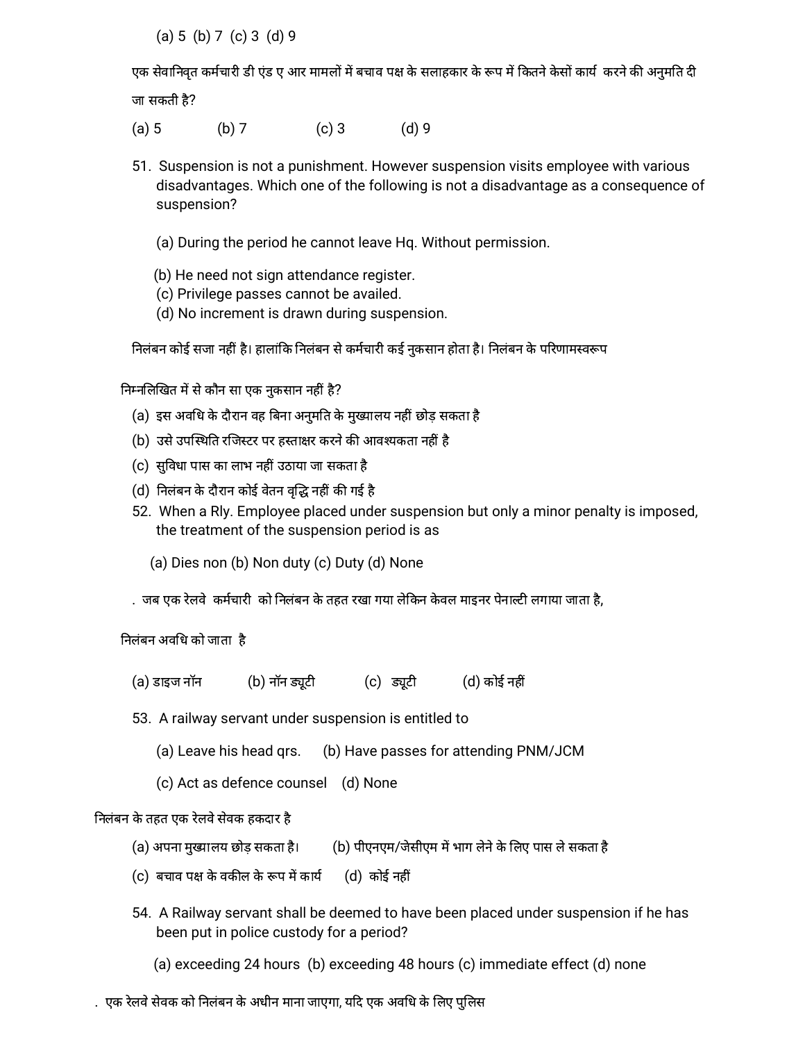(a) 5  (b) 7  (c) 3  (d) 9

एक सेवानिवृत कर्मचारी डी एंड ए आर मामलों में बचाव पक्ष के सलाहकार के रूप में कितने केसों कार्य  करने की अनुमति दी जा सकती है?

(a) 5   (b) 7   (c) 3   (d) 9

51. Suspension is not a punishment. However suspension visits employee with various disadvantages. Which one of the following is not a disadvantage as a consequence of suspension?

(a) During the period he cannot leave Hq. Without permission.
(b) He need not sign attendance register.
(c) Privilege passes cannot be availed.
(d) No increment is drawn during suspension.

निलंबन कोई सजा नहीं है। हालांकि निलंबन से कर्मचारी कई नुकसान होता है। निलंबन के परिणामस्वरूप निम्नलिखित में से कौन सा एक नुकसान नहीं है?

(a) इस अवधि के दौरान वह बिना अनुमति के मुख्यालय नहीं छोड़ सकता है
(b) उसे उपस्थिति रजिस्टर पर हस्ताक्षर करने की आवश्यकता नहीं है
(c) सुविधा पास का लाभ नहीं उठाया जा सकता है
(d) निलंबन के दौरान कोई वेतन वृद्धि नहीं की गई है

52. When a Rly. Employee placed under suspension but only a minor penalty is imposed, the treatment of the suspension period is as

(a) Dies non (b) Non duty (c) Duty (d) None

. जब एक रेलवे  कर्मचारी  को निलंबन के तहत रखा गया लेकिन केवल माइनर पेनाल्टी लगाया जाता है, निलंबन अवधि को जाता  है

(a) डाइज नॉन   (b) नॉन ड्यूटी   (c) ड्यूटी   (d) कोई नहीं

53. A railway servant under suspension is entitled to

(a) Leave his head qrs.   (b) Have passes for attending PNM/JCM

(c) Act as defence counsel   (d) None

निलंबन के तहत एक रेलवे सेवक हकदार है

(a) अपना मुख्यालय छोड़ सकता है।   (b) पीएनएम/जेसीएम में भाग लेने के लिए पास ले सकता है

(c) बचाव पक्ष के वकील के रूप में कार्य   (d) कोई नहीं

54. A Railway servant shall be deemed to have been placed under suspension if he has been put in police custody for a period?

(a) exceeding 24 hours (b) exceeding 48 hours (c) immediate effect (d) none

. एक रेलवे सेवक को निलंबन के अधीन माना जाएगा, यदि एक अवधि के लिए पुलिस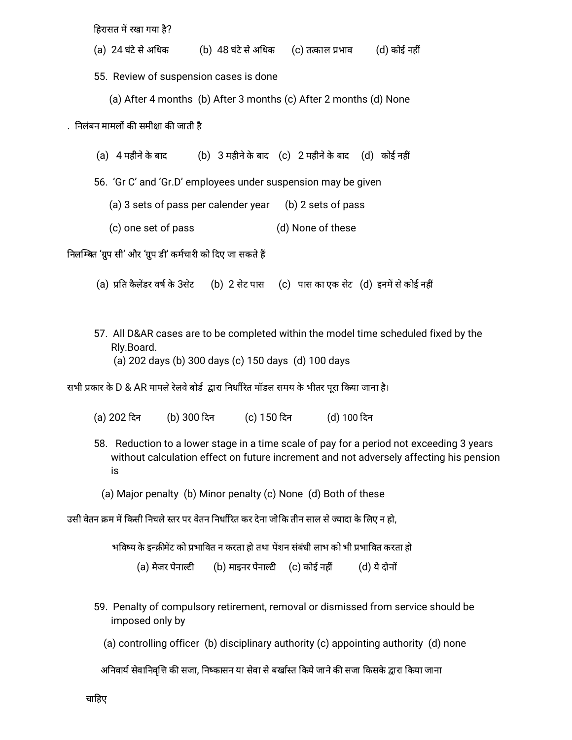हिरासत में रखा गया है?

(a) 24 घंटे से अधिक (b) 48 घंटे से अधिक (c) तत्काल प्रभाव (d) कोई नहीं

55. Review of suspension cases is done

(a) After 4 months (b) After 3 months (c) After 2 months (d) None

. निलंबन मामलों की समीक्षा की जाती है

(a) 4 महीने के बाद (b) 3 महीने के बाद (c) 2 महीने के बाद (d) कोई नहीं

56. 'Gr C' and 'Gr.D' employees under suspension may be given

(a) 3 sets of pass per calender year (b) 2 sets of pass

(c) one set of pass (d) None of these

निलम्बित 'ग्रुप सी' और 'ग्रुप डी' कर्मचारी को दिए जा सकते हैं

(a) प्रति कैलेंडर वर्ष के 3सेट (b) 2 सेट पास (c) पास का एक सेट (d) इनमें से कोई नहीं

57. All D&AR cases are to be completed within the model time scheduled fixed by the Rly.Board.
(a) 202 days (b) 300 days (c) 150 days (d) 100 days

सभी प्रकार के D & AR मामले रेलवे बोर्ड द्वारा निर्धारित मॉडल समय के भीतर पूरा किया जाना है।

(a) 202 दिन (b) 300 दिन (c) 150 दिन (d) 100 दिन

58. Reduction to a lower stage in a time scale of pay for a period not exceeding 3 years without calculation effect on future increment and not adversely affecting his pension is

(a) Major penalty (b) Minor penalty (c) None (d) Both of these

उसी वेतन क्रम में किसी निचले स्तर पर वेतन निर्धारित कर देना जोकि तीन साल से ज्यादा के लिए न हो,

भविष्य के इन्क्रीमेंट को प्रभावित न करता हो तथा पेंशन संबंधी लाभ को भी प्रभावित करता हो

(a) मेजर पेनाल्टी (b) माइनर पेनाल्टी (c) कोई नहीं (d) ये दोनों

59. Penalty of compulsory retirement, removal or dismissed from service should be imposed only by

(a) controlling officer (b) disciplinary authority (c) appointing authority (d) none

अनिवार्य सेवानिवृत्ति की सजा, निष्कासन या सेवा से बर्खास्त किये जाने की सजा किसके द्वारा किया जाना चाहिए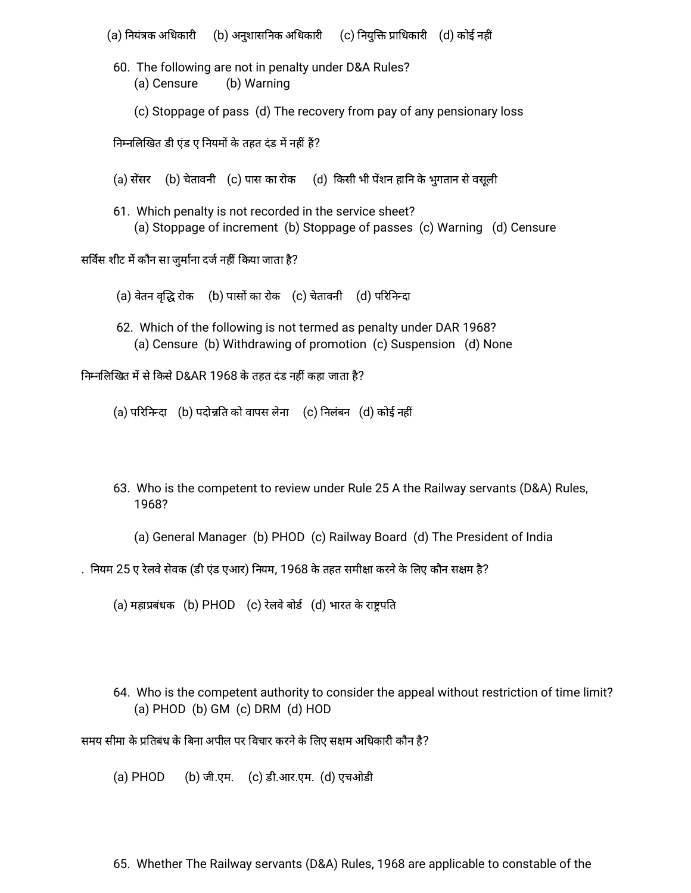(a) नियंत्रक अधिकारी (b) अनुशासनिक अधिकारी (c) नियुक्ति प्राधिकारी (d) कोई नहीं

60. The following are not in penalty under D&A Rules?
 (a) Censure (b) Warning

 (c) Stoppage of pass (d) The recovery from pay of any pensionary loss

निम्नलिखित डी एंड ए नियमों के तहत दंड में नहीं हैं?

(a) सेंसर (b) चेतावनी (c) पास का रोक (d) किसी भी पेंशन हानि के भुगतान से वसूली

61. Which penalty is not recorded in the service sheet?
 (a) Stoppage of increment (b) Stoppage of passes (c) Warning (d) Censure

सर्विस शीट में कौन सा जुर्माना दर्ज नहीं किया जाता है?

(a) वेतन वृद्धि रोक (b) पासों का रोक (c) चेतावनी (d) परिनिन्दा

62. Which of the following is not termed as penalty under DAR 1968?
 (a) Censure (b) Withdrawing of promotion (c) Suspension (d) None

निम्नलिखित में से किसे D&AR 1968 के तहत दंड नहीं कहा जाता है?

(a) परिनिन्दा (b) पदोन्नति को वापस लेना (c) निलंबन (d) कोई नहीं

63. Who is the competent to review under Rule 25 A the Railway servants (D&A) Rules, 1968?

 (a) General Manager (b) PHOD (c) Railway Board (d) The President of India

. नियम 25 ए रेलवे सेवक (डी एंड एआर) नियम, 1968 के तहत समीक्षा करने के लिए कौन सक्षम है?

(a) महाप्रबंधक (b) PHOD (c) रेलवे बोर्ड (d) भारत के राष्ट्रपति

64. Who is the competent authority to consider the appeal without restriction of time limit?
 (a) PHOD (b) GM (c) DRM (d) HOD

समय सीमा के प्रतिबंध के बिना अपील पर विचार करने के लिए सक्षम अधिकारी कौन है?

(a) PHOD (b) जी.एम. (c) डी.आर.एम. (d) एचओडी

65. Whether The Railway servants (D&A) Rules, 1968 are applicable to constable of the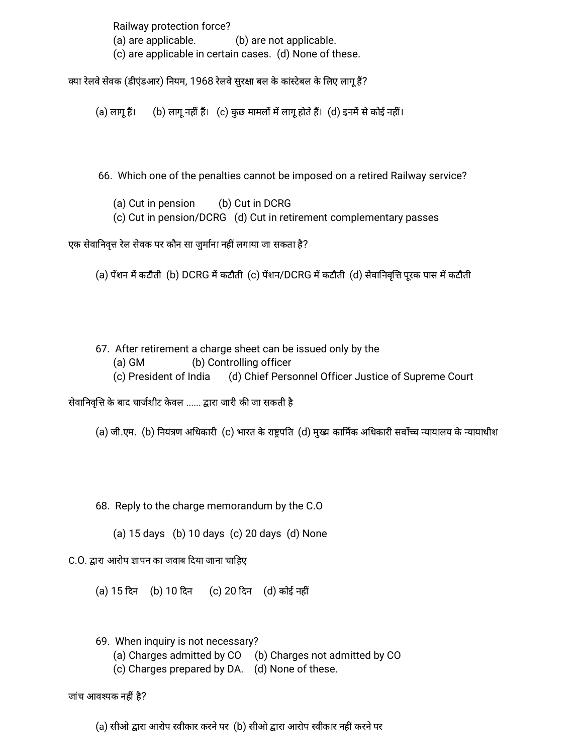Railway protection force?
(a) are applicable. (b) are not applicable.
(c) are applicable in certain cases. (d) None of these.

क्या रेलवे सेवक (डीएंडआर) नियम, 1968 रेलवे सुरक्षा बल के कांस्टेबल के लिए लागू हैं?

(a) लागू हैं। (b) लागू नहीं हैं। (c) कुछ मामलों में लागू होते हैं। (d) इनमें से कोई नहीं।

66. Which one of the penalties cannot be imposed on a retired Railway service?

(a) Cut in pension (b) Cut in DCRG
(c) Cut in pension/DCRG (d) Cut in retirement complementary passes

एक सेवानिवृत्त रेल सेवक पर कौन सा जुर्माना नहीं लगाया जा सकता है?

(a) पेंशन में कटौती (b) DCRG में कटौती (c) पेंशन/DCRG में कटौती (d) सेवानिवृत्ति पूरक पास में कटौती

67. After retirement a charge sheet can be issued only by the
(a) GM (b) Controlling officer
(c) President of India (d) Chief Personnel Officer Justice of Supreme Court

सेवानिवृत्ति के बाद चार्जशीट केवल ...... द्वारा जारी की जा सकती है

(a) जी.एम. (b) नियंत्रण अधिकारी (c) भारत के राष्ट्रपति (d) मुख्य कार्मिक अधिकारी सर्वोच्च न्यायालय के न्यायाधीश

68. Reply to the charge memorandum by the C.O

(a) 15 days (b) 10 days (c) 20 days (d) None

C.O. द्वारा आरोप ज्ञापन का जवाब दिया जाना चाहिए

(a) 15 दिन (b) 10 दिन (c) 20 दिन (d) कोई नहीं

69. When inquiry is not necessary?
(a) Charges admitted by CO (b) Charges not admitted by CO
(c) Charges prepared by DA. (d) None of these.

जांच आवश्यक नहीं है?

(a) सीओ द्वारा आरोप स्वीकार करने पर (b) सीओ द्वारा आरोप स्वीकार नहीं करने पर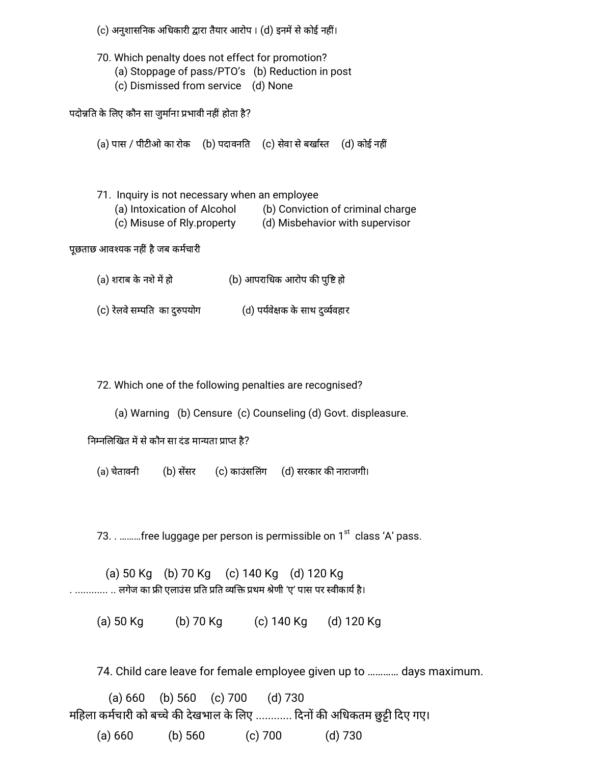(c) अनुशासनिक अधिकारी द्वारा तैयार आरोप। (d) इनमें से कोई नहीं।

70. Which penalty does not effect for promotion?
(a) Stoppage of pass/PTO's (b) Reduction in post
(c) Dismissed from service (d) None

पदोन्नति के लिए कौन सा जुर्माना प्रभावी नहीं होता है?

(a) पास / पीटीओ का रोक (b) पदावनति (c) सेवा से बर्खास्त (d) कोई नहीं

71. Inquiry is not necessary when an employee
(a) Intoxication of Alcohol (b) Conviction of criminal charge
(c) Misuse of Rly.property (d) Misbehavior with supervisor

पूछताछ आवश्यक नहीं है जब कर्मचारी

(a) शराब के नशे में हो (b) आपराधिक आरोप की पुष्टि हो

(c) रेलवे सम्पति का दुरुपयोग (d) पर्यवेक्षक के साथ दुर्व्यवहार

72. Which one of the following penalties are recognised?

(a) Warning (b) Censure (c) Counseling (d) Govt. displeasure.

निम्नलिखित में से कौन सा दंड मान्यता प्राप्त है?

(a) चेतावनी (b) सेंसर (c) काउंसलिंग (d) सरकार की नाराजगी।

73. . ………free luggage per person is permissible on 1st class 'A' pass.

(a) 50 Kg (b) 70 Kg (c) 140 Kg (d) 120 Kg

. ………… .. लगेज का फ्री एलाउंस प्रति प्रति व्यक्ति प्रथम श्रेणी 'ए' पास पर स्वीकार्य है।

(a) 50 Kg (b) 70 Kg (c) 140 Kg (d) 120 Kg

74. Child care leave for female employee given up to ………… days maximum.

(a) 660 (b) 560 (c) 700 (d) 730

महिला कर्मचारी को बच्चे की देखभाल के लिए ………… दिनों की अधिकतम छुट्टी दिए गए।

(a) 660 (b) 560 (c) 700 (d) 730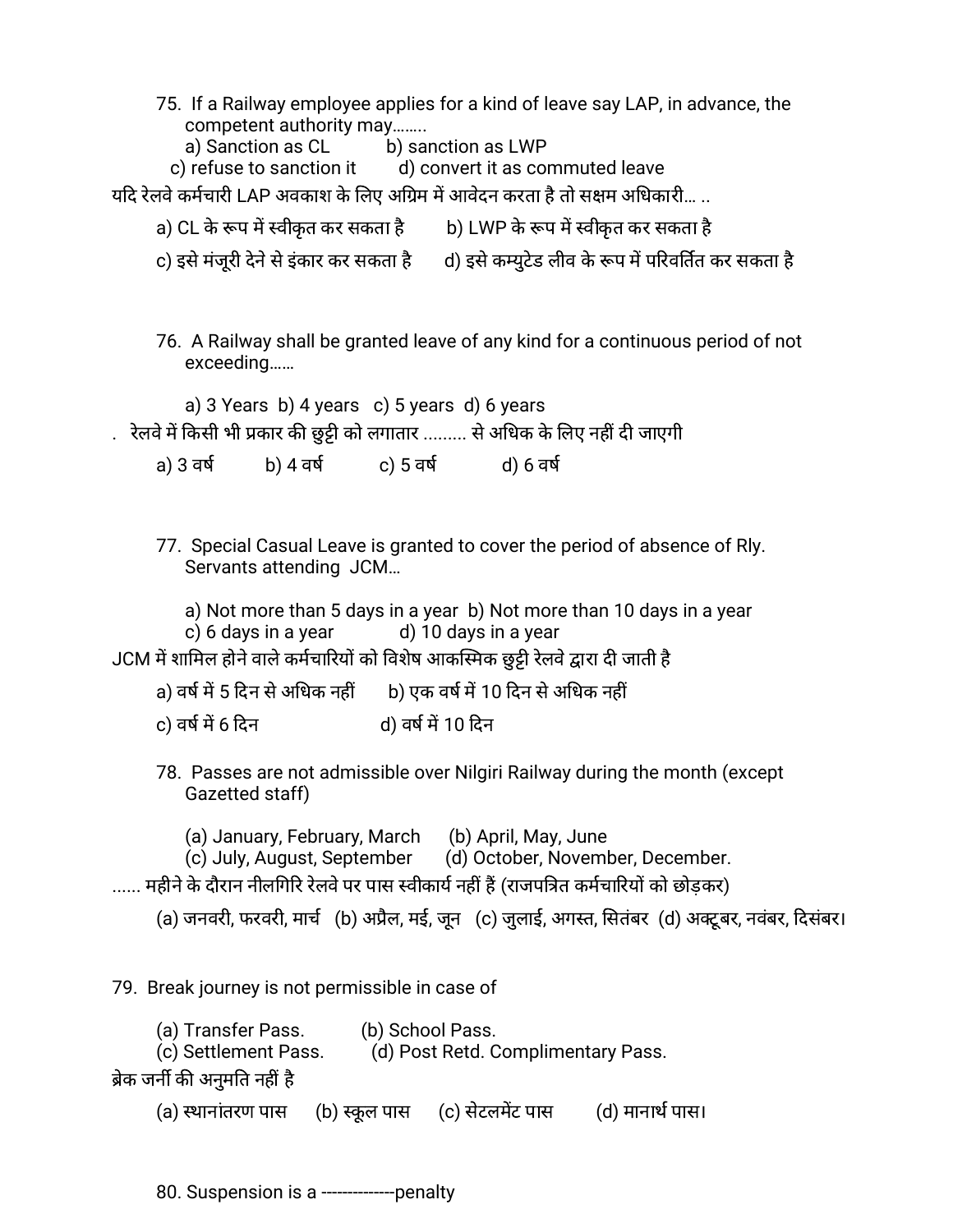75. If a Railway employee applies for a kind of leave say LAP, in advance, the competent authority may……..

a) Sanction as CL b) sanction as LWP
c) refuse to sanction it d) convert it as commuted leave

यदि रेलवे कर्मचारी LAP अवकाश के लिए अग्रिम में आवेदन करता है तो सक्षम अधिकारी… ..

a) CL के रूप में स्वीकृत कर सकता है b) LWP के रूप में स्वीकृत कर सकता है
c) इसे मंजूरी देने से इंकार कर सकता है d) इसे कम्युटेड लीव के रूप में परिवर्तित कर सकता है

76. A Railway shall be granted leave of any kind for a continuous period of not exceeding……

a) 3 Years b) 4 years c) 5 years d) 6 years

. रेलवे में किसी भी प्रकार की छुट्टी को लगातार ......... से अधिक के लिए नहीं दी जाएगी

a) 3 वर्ष b) 4 वर्ष c) 5 वर्ष d) 6 वर्ष

77. Special Casual Leave is granted to cover the period of absence of Rly. Servants attending JCM…

a) Not more than 5 days in a year b) Not more than 10 days in a year
c) 6 days in a year d) 10 days in a year

JCM में शामिल होने वाले कर्मचारियों को विशेष आकस्मिक छुट्टी रेलवे द्वारा दी जाती है

a) वर्ष में 5 दिन से अधिक नहीं b) एक वर्ष में 10 दिन से अधिक नहीं
c) वर्ष में 6 दिन d) वर्ष में 10 दिन

78. Passes are not admissible over Nilgiri Railway during the month (except Gazetted staff)

(a) January, February, March (b) April, May, June
(c) July, August, September (d) October, November, December.

...... महीने के दौरान नीलगिरि रेलवे पर पास स्वीकार्य नहीं हैं (राजपत्रित कर्मचारियों को छोड़कर)

(a) जनवरी, फरवरी, मार्च (b) अप्रैल, मई, जून (c) जुलाई, अगस्त, सितंबर (d) अक्टूबर, नवंबर, दिसंबर।

79. Break journey is not permissible in case of

(a) Transfer Pass. (b) School Pass.
(c) Settlement Pass. (d) Post Retd. Complimentary Pass.

ब्रेक जर्नी की अनुमति नहीं है

(a) स्थानांतरण पास (b) स्कूल पास (c) सेटलमेंट पास (d) मानार्थ पास।

80. Suspension is a -------------penalty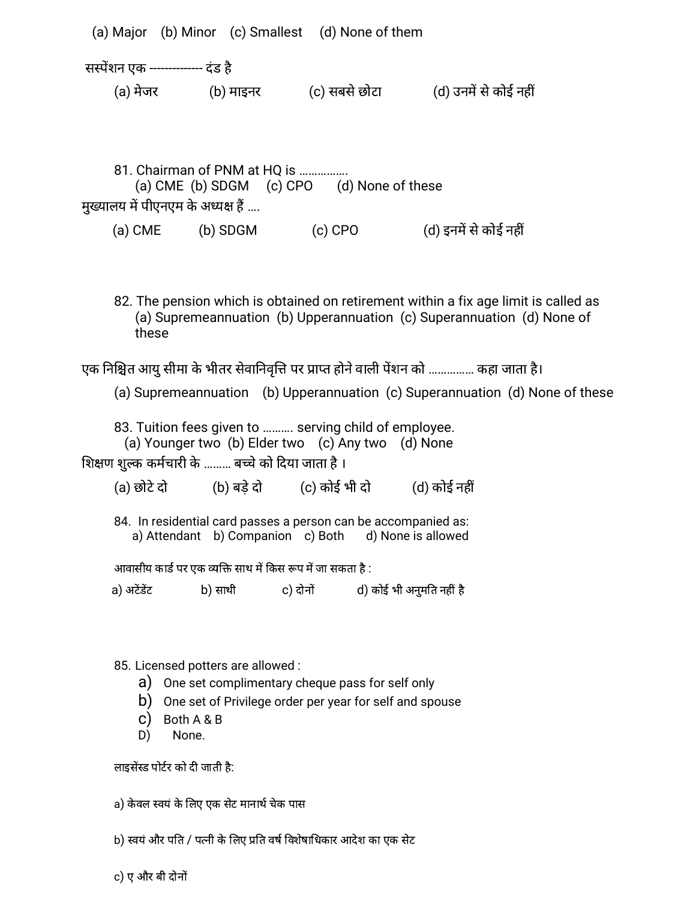(a) Major (b) Minor (c) Smallest (d) None of them

सस्पेंशन एक ------------- दंड है

(a) मेजर (b) माइनर (c) सबसे छोटा (d) उनमें से कोई नहीं

81. Chairman of PNM at HQ is …………….
    (a) CME (b) SDGM (c) CPO (d) None of these

मुख्यालय में पीएनएम के अध्यक्ष हैं ….

(a) CME (b) SDGM (c) CPO (d) इनमें से कोई नहीं

82. The pension which is obtained on retirement within a fix age limit is called as
    (a) Supremeannuation (b) Upperannuation (c) Superannuation (d) None of these

एक निश्चित आयु सीमा के भीतर सेवानिवृत्ति पर प्राप्त होने वाली पेंशन को ………….. कहा जाता है।

(a) Supremeannuation (b) Upperannuation (c) Superannuation (d) None of these

83. Tuition fees given to ………. serving child of employee.
    (a) Younger two (b) Elder two (c) Any two (d) None

शिक्षण शुल्क कर्मचारी के ……… बच्चे को दिया जाता है ।

(a) छोटे दो (b) बड़े दो (c) कोई भी दो (d) कोई नहीं

84. In residential card passes a person can be accompanied as:
    a) Attendant b) Companion c) Both d) None is allowed

आवासीय कार्ड पर एक व्यक्ति साथ में किस रूप में जा सकता है :

a) अटेंडेंट b) साथी c) दोनों d) कोई भी अनुमति नहीं है

85. Licensed potters are allowed :
    a) One set complimentary cheque pass for self only
    b) One set of Privilege order per year for self and spouse
    c) Both A & B
    D) None.

लाइसेंस्ड पोर्टर को दी जाती है:

a) केवल स्वयं के लिए एक सेट मानार्थ चेक पास

b) स्वयं और पति / पत्नी के लिए प्रति वर्ष विशेषाधिकार आदेश का एक सेट

c) ए और बी दोनों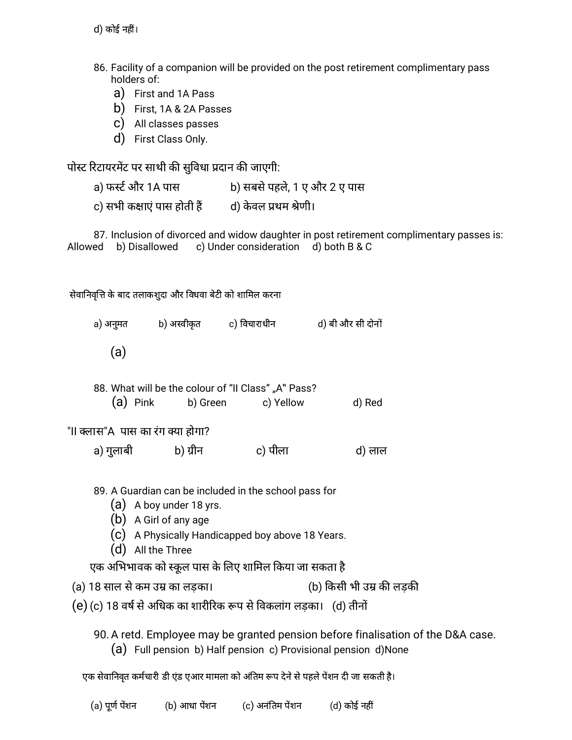d) कोई नहीं।

86. Facility of a companion will be provided on the post retirement complimentary pass holders of:
   a) First and 1A Pass
   b) First, 1A & 2A Passes
   c) All classes passes
   d) First Class Only.

पोस्ट रिटायरमेंट पर साथी की सुविधा प्रदान की जाएगी:

a) फर्स्ट और 1A पास    b) सबसे पहले, 1 ए और 2 ए पास

c) सभी कक्षाएं पास होती हैं    d) केवल प्रथम श्रेणी।

87. Inclusion of divorced and widow daughter in post retirement complimentary passes is:
Allowed    b) Disallowed    c) Under consideration    d) both B & C

सेवानिवृत्ति के बाद तलाकशुदा और विधवा बेटी को शामिल करना

a) अनुमत    b) अस्वीकृत    c) विचाराधीन    d) बी और सी दोनों

(a)

88. What will be the colour of "II Class" „A" Pass?
   (a) Pink    b) Green    c) Yellow    d) Red

"II क्लास"A पास का रंग क्या होगा?

a) गुलाबी    b) ग्रीन    c) पीला    d) लाल

89. A Guardian can be included in the school pass for
   (a) A boy under 18 yrs.
   (b) A Girl of any age
   (c) A Physically Handicapped boy above 18 Years.
   (d) All the Three

एक अभिभावक को स्कूल पास के लिए शामिल किया जा सकता है

(a) 18 साल से कम उम्र का लड़का।    (b) किसी भी उम्र की लड़की

(e) (c) 18 वर्ष से अधिक का शारीरिक रूप से विकलांग लड़का।    (d) तीनों

90. A retd. Employee may be granted pension before finalisation of the D&A case.
   (a) Full pension  b) Half pension  c) Provisional pension  d)None

एक सेवानिवृत कर्मचारी डी एंड एआर मामला को अंतिम रूप देने से पहले पेंशन दी जा सकती है।

(a) पूर्ण पेंशन    (b) आधा पेंशन    (c) अनंतिम पेंशन    (d) कोई नहीं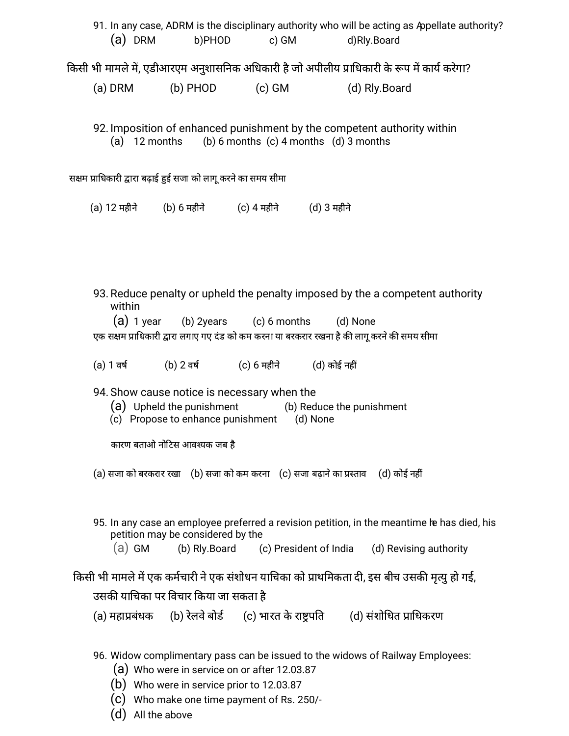91. In any case, ADRM is the disciplinary authority who will be acting as Appellate authority?

(a) DRM  b)PHOD  c) GM  d)Rly.Board

किसी भी मामले में, एडीआरएम अनुशासनिक अधिकारी है जो अपीलीय प्राधिकारी के रूप में कार्य करेगा?

(a) DRM  (b) PHOD  (c) GM  (d) Rly.Board

92. Imposition of enhanced punishment by the competent authority within

(a) 12 months  (b) 6 months  (c) 4 months  (d) 3 months

सक्षम प्राधिकारी द्वारा बढ़ाई हुई सजा को लागू करने का समय सीमा

(a) 12 महीने  (b) 6 महीने  (c) 4 महीने  (d) 3 महीने

93. Reduce penalty or upheld the penalty imposed by the a competent authority within

(a) 1 year  (b) 2years  (c) 6 months  (d) None

एक सक्षम प्राधिकारी द्वारा लगाए गए दंड को कम करना या बरकरार रखना है की लागू करने की समय सीमा

(a) 1 वर्ष  (b) 2 वर्ष  (c) 6 महीने  (d) कोई नहीं

94. Show cause notice is necessary when the

(a) Upheld the punishment  (b) Reduce the punishment

(c) Propose to enhance punishment  (d) None

कारण बताओ नोटिस आवश्यक जब है

(a) सजा को बरकरार रखा  (b) सजा को कम करना  (c) सजा बढ़ाने का प्रस्ताव  (d) कोई नहीं

95. In any case an employee preferred a revision petition, in the meantime he has died, his petition may be considered by the

(a) GM  (b) Rly.Board  (c) President of India  (d) Revising authority

किसी भी मामले में एक कर्मचारी ने एक संशोधन याचिका को प्राथमिकता दी, इस बीच उसकी मृत्यु हो गई, उसकी याचिका पर विचार किया जा सकता है

(a) महाप्रबंधक  (b) रेलवे बोर्ड  (c) भारत के राष्ट्रपति  (d) संशोधित प्राधिकरण

96. Widow complimentary pass can be issued to the widows of Railway Employees:

(a) Who were in service on or after 12.03.87
(b) Who were in service prior to 12.03.87
(c) Who make one time payment of Rs. 250/-
(d) All the above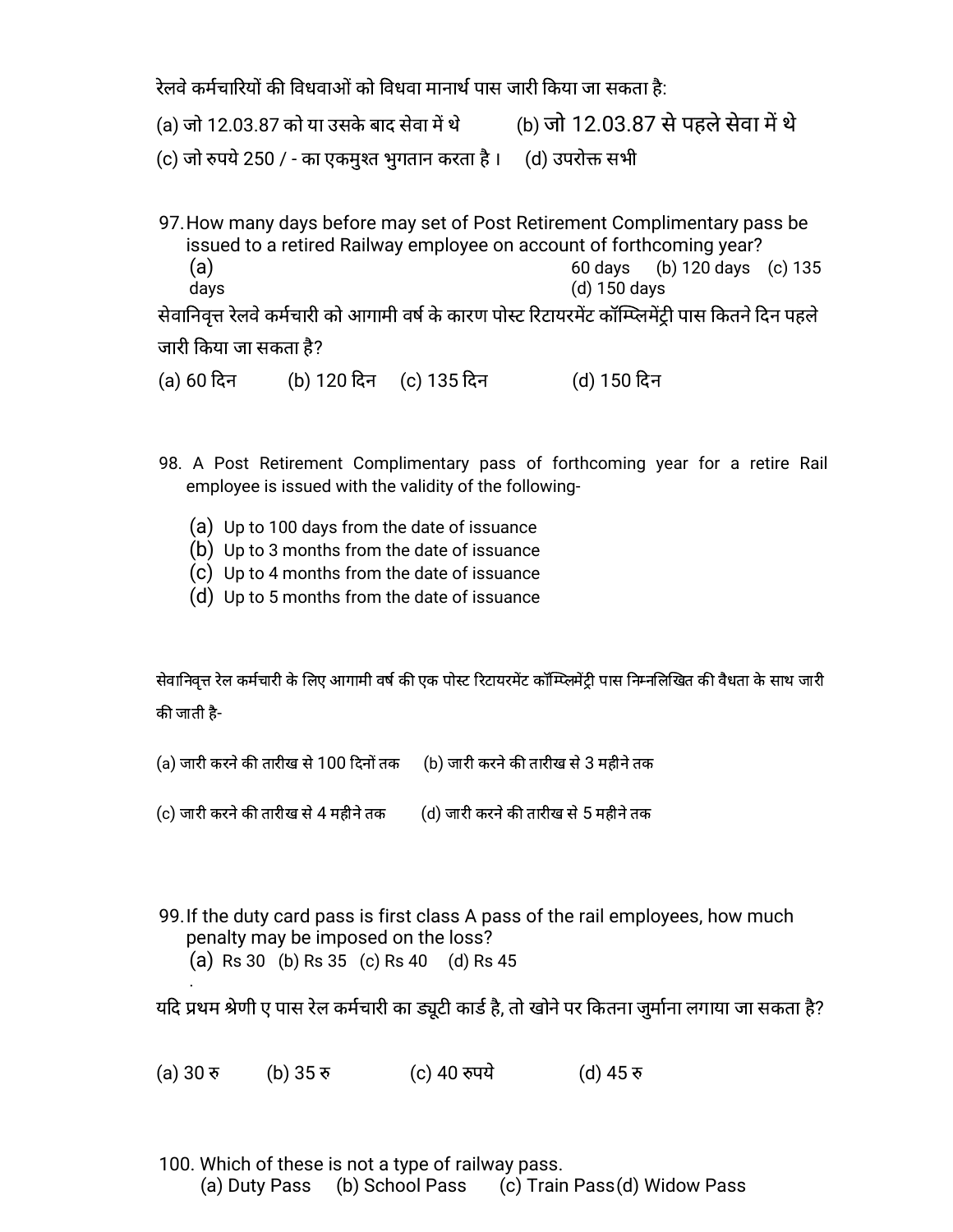रेलवे कर्मचारियों की विधवाओं को विधवा मानार्थ पास जारी किया जा सकता है:

(a) जो 12.03.87 को या उसके बाद सेवा में थे (b) जो 12.03.87 से पहले सेवा में थे

(c) जो रुपये 250 / - का एकमुश्त भुगतान करता है। (d) उपरोक्त सभी

97. How many days before may set of Post Retirement Complimentary pass be issued to a retired Railway employee on account of forthcoming year?

(a) 60 days (b) 120 days (c) 135 days (d) 150 days

सेवानिवृत्त रेलवे कर्मचारी को आगामी वर्ष के कारण पोस्ट रिटायरमेंट कॉम्प्लिमेंट्री पास कितने दिन पहले जारी किया जा सकता है?

(a) 60 दिन (b) 120 दिन (c) 135 दिन (d) 150 दिन

98. A Post Retirement Complimentary pass of forthcoming year for a retire Rail employee is issued with the validity of the following-

(a) Up to 100 days from the date of issuance
(b) Up to 3 months from the date of issuance
(c) Up to 4 months from the date of issuance
(d) Up to 5 months from the date of issuance

सेवानिवृत्त रेल कर्मचारी के लिए आगामी वर्ष की एक पोस्ट रिटायरमेंट कॉम्प्लिमेंट्री पास निम्नलिखित की वैधता के साथ जारी की जाती है-

(a) जारी करने की तारीख से 100 दिनों तक (b) जारी करने की तारीख से 3 महीने तक

(c) जारी करने की तारीख से 4 महीने तक (d) जारी करने की तारीख से 5 महीने तक

99. If the duty card pass is first class A pass of the rail employees, how much penalty may be imposed on the loss?

(a) Rs 30 (b) Rs 35 (c) Rs 40 (d) Rs 45

यदि प्रथम श्रेणी ए पास रेल कर्मचारी का ड्यूटी कार्ड है, तो खोने पर कितना जुर्माना लगाया जा सकता है?

(a) 30 रु (b) 35 रु (c) 40 रुपये (d) 45 रु

100. Which of these is not a type of railway pass.

(a) Duty Pass (b) School Pass (c) Train Pass (d) Widow Pass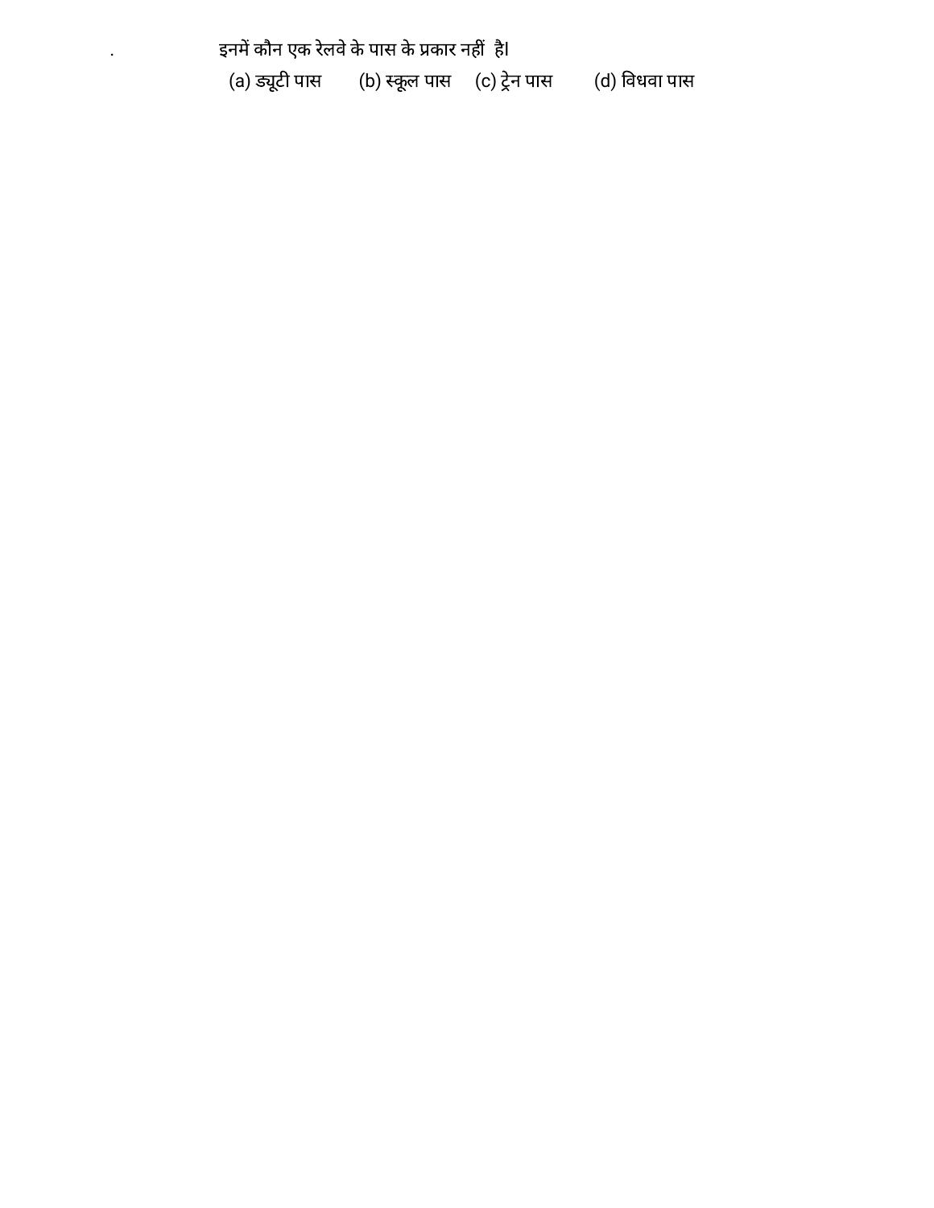इनमें कौन एक रेलवे के पास के प्रकार नहीं है।

(a) ड्यूटी पास (b) स्कूल पास (c) ट्रेन पास (d) विधवा पास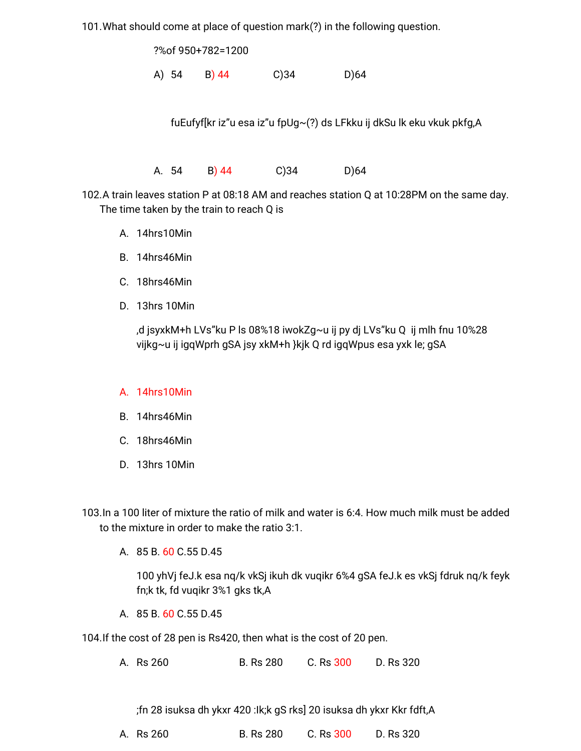101.What should come at place of question mark(?) in the following question.

?%of 950+782=1200

A) 54  B) 44  C)34  D)64

fuEufyf[kr iz"u esa iz"u fpUg~(?) ds LFkku ij dkSu lk eku vkuk pkfg,A

A. 54  B) 44  C)34  D)64

102.A train leaves station P at 08:18 AM and reaches station Q at 10:28PM on the same day. The time taken by the train to reach Q is

A. 14hrs10Min
B. 14hrs46Min
C. 18hrs46Min
D. 13hrs 10Min

,d jsyxkM+h LVs"ku P ls 08%18 iwokZg~u ij py dj LVs"ku Q ij mlh fnu 10%28 vijkg~u ij igqWprh gSA jsy xkM+h }kjk Q rd igqWpus esa yxk le; gSA

A. 14hrs10Min
B. 14hrs46Min
C. 18hrs46Min
D. 13hrs 10Min

103.In a 100 liter of mixture the ratio of milk and water is 6:4. How much milk must be added to the mixture in order to make the ratio 3:1.

A. 85 B. 60 C.55 D.45

100 yhVj feJ.k esa nq/k vkSj ikuh dk vuqikr 6%4 gSA feJ.k es vkSj fdruk nq/k feyk fn;k tk, fd vuqikr 3%1 gks tk,A

A. 85 B. 60 C.55 D.45

104.If the cost of 28 pen is Rs420, then what is the cost of 20 pen.

A. Rs 260  B. Rs 280  C. Rs 300  D. Rs 320

;fn 28 isuksa dh ykxr 420 :Ik;k gS rks] 20 isuksa dh ykxr Kkr fdft,A

A. Rs 260  B. Rs 280  C. Rs 300  D. Rs 320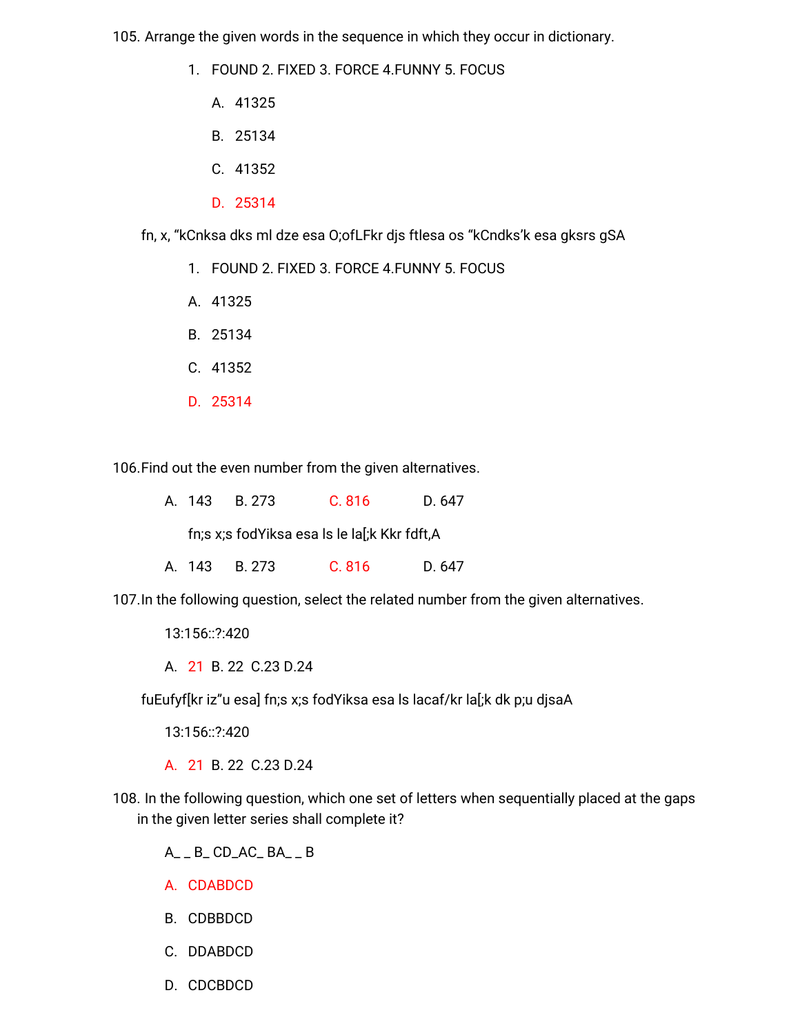105. Arrange the given words in the sequence in which they occur in dictionary.

1. FOUND 2. FIXED 3. FORCE 4.FUNNY 5. FOCUS

   A. 41325

   B. 25134

   C. 41352

   D. 25314

fn, x, “kCnksa dks ml dze esa O;ofLFkr djs ftlesa os “kCndks’k esa gksrs gSA

1. FOUND 2. FIXED 3. FORCE 4.FUNNY 5. FOCUS

A. 41325

B. 25134

C. 41352

D. 25314

106.Find out the even number from the given alternatives.

A. 143 B. 273 C. 816 D. 647

fn;s x;s fodYiksa esa ls le la[;k Kkr fdft,A

A. 143 B. 273 C. 816 D. 647

107.In the following question, select the related number from the given alternatives.

13:156::?:420

A. 21 B. 22 C.23 D.24

fuEufyf[kr iz”u esa] fn;s x;s fodYiksa esa ls lacaf/kr la[;k dk p;u djsaA

13:156::?:420

A. 21 B. 22 C.23 D.24

108. In the following question, which one set of letters when sequentially placed at the gaps in the given letter series shall complete it?

A_ _ B_ CD_AC_ BA_ _ B

A. CDABDCD

B. CDBBDCD

C. DDABDCD

D. CDCBDCD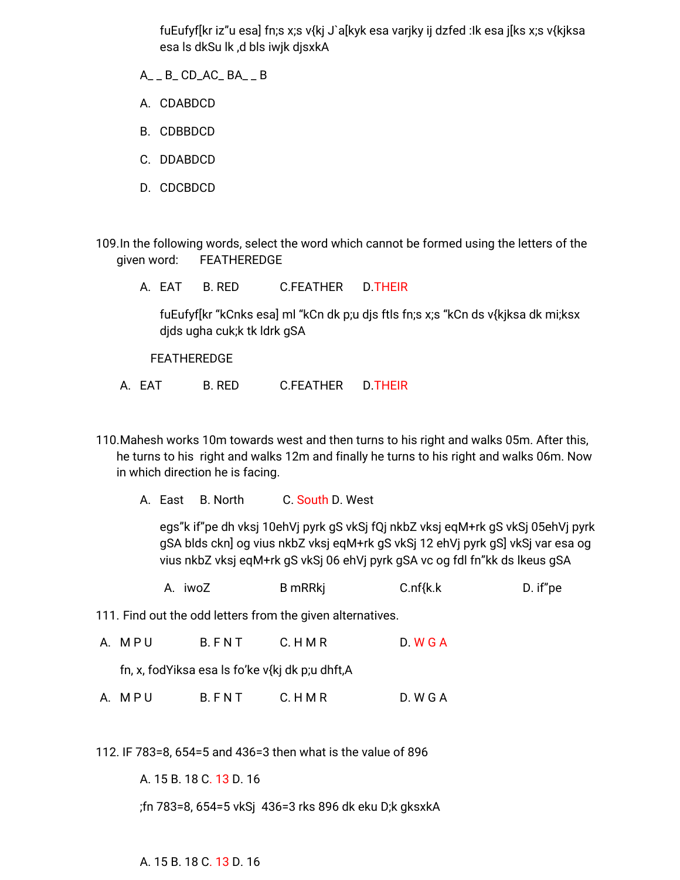fuEufyf[kr iz"u esa] fn;s x;s v{kj J`a[kyk esa varjky ij dzfed :Ik esa j[ks x;s v{kjksa esa ls dkSu lk ,d bls iwjk djsxkA

A_ _ B_ CD_AC_ BA_ _ B

A. CDABDCD

B. CDBBDCD

C. DDABDCD

D. CDCBDCD

109. In the following words, select the word which cannot be formed using the letters of the given word: FEATHEREDGE

A. EAT B. RED C. FEATHER D. THEIR

fuEufyf[kr "kCnks esa] ml "kCn dk p;u djs ftls fn;s x;s "kCn ds v{kjksa dk mi;ksx djds ugha cuk;k tk ldrk gSA

FEATHEREDGE

A. EAT B. RED C. FEATHER D. THEIR

110. Mahesh works 10m towards west and then turns to his right and walks 05m. After this, he turns to his right and walks 12m and finally he turns to his right and walks 06m. Now in which direction he is facing.

A. East B. North C. South D. West

egs"k if"pe dh vksj 10ehVj pyrk gS vkSj fQj nkbZ vksj eqM+rk gS vkSj 05ehVj pyrk gSA blds ckn] og vius nkbZ vksj eqM+rk gS vkSj 12 ehVj pyrk gS] vkSj var esa og vius nkbZ vksj eqM+rk gS vkSj 06 ehVj pyrk gSA vc og fdl fn"kk ds lkeus gSA

A. iwoZ B mRRkj C. nf{k.k D. if"pe

111. Find out the odd letters from the given alternatives.

A. M P U B. F N T C. H M R D. W G A

fn, x, fodYiksa esa ls fo'ke v{kj dk p;u dhft,A

A. M P U B. F N T C. H M R D. W G A

112. IF 783=8, 654=5 and 436=3 then what is the value of 896

A. 15 B. 18 C. 13 D. 16

;fn 783=8, 654=5 vkSj 436=3 rks 896 dk eku D;k gksxkA

A. 15 B. 18 C. 13 D. 16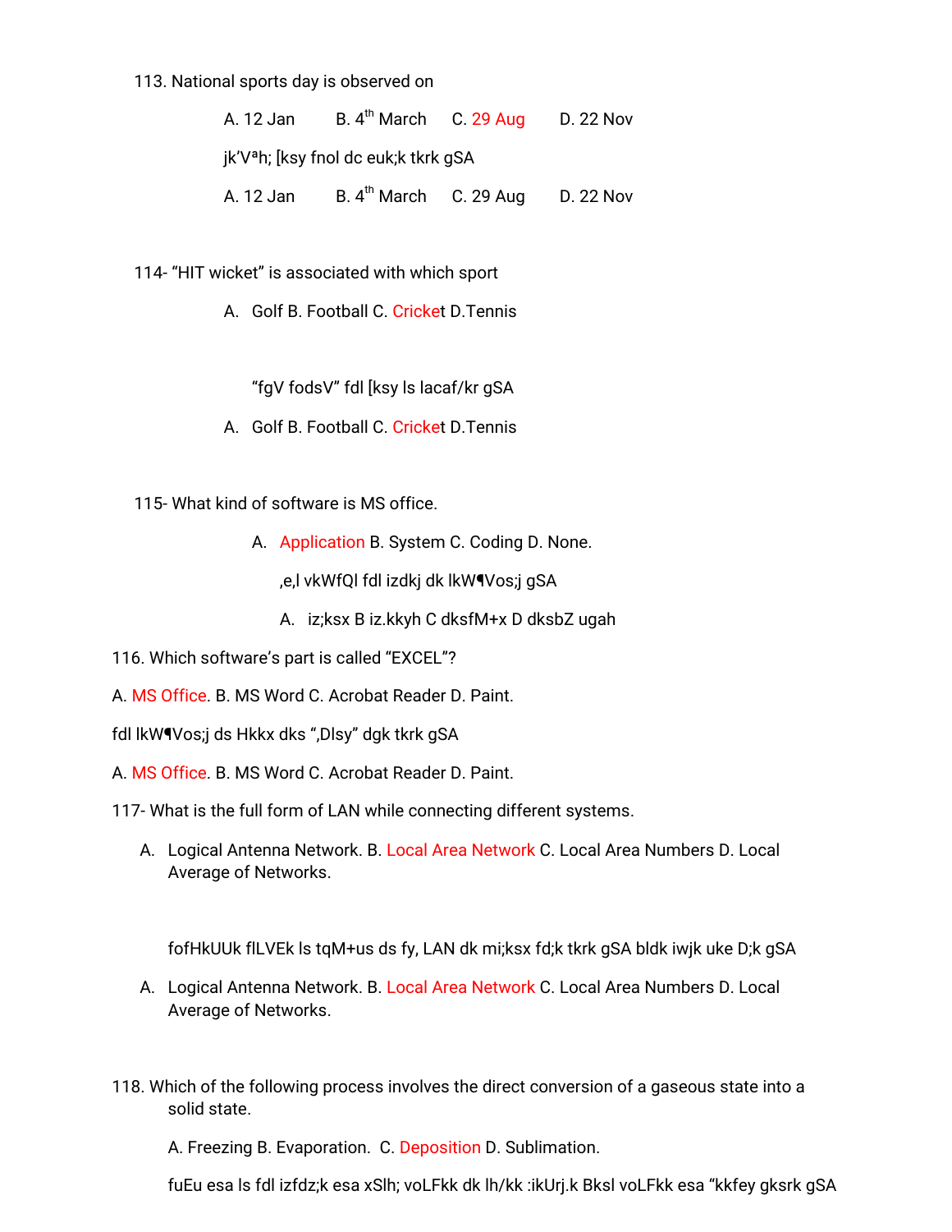113. National sports day is observed on

A. 12 Jan B. 4th March C. 29 Aug D. 22 Nov

jk'Vªh; [ksy fnol dc euk;k tkrk gSA

A. 12 Jan B. 4th March C. 29 Aug D. 22 Nov

114- "HIT wicket" is associated with which sport

A. Golf B. Football C. Cricket D.Tennis

"fgV fodsV" fdl [ksy ls lacaf/kr gSA

A. Golf B. Football C. Cricket D.Tennis

115- What kind of software is MS office.

A. Application B. System C. Coding D. None.

,e,l vkWfQl fdl izdkj dk lkW¶Vos;j gSA

A. iz;ksx B iz.kkyh C dksfM+x D dksbZ ugah

116. Which software's part is called "EXCEL"?

A. MS Office. B. MS Word C. Acrobat Reader D. Paint.

fdl lkW¶Vos;j ds Hkkx dks ",Dlsy" dgk tkrk gSA

A. MS Office. B. MS Word C. Acrobat Reader D. Paint.

117- What is the full form of LAN while connecting different systems.

A. Logical Antenna Network. B. Local Area Network C. Local Area Numbers D. Local Average of Networks.

fofHkUUk flLVEk ls tqM+us ds fy, LAN dk mi;ksx fd;k tkrk gSA bldk iwjk uke D;k gSA

A. Logical Antenna Network. B. Local Area Network C. Local Area Numbers D. Local Average of Networks.

118. Which of the following process involves the direct conversion of a gaseous state into a solid state.

A. Freezing B. Evaporation. C. Deposition D. Sublimation.

fuEu esa ls fdl izfdz;k esa xSlh; voLFkk dk lh/kk :ikUrj.k Bksl voLFkk esa "kkfey gksrk gSA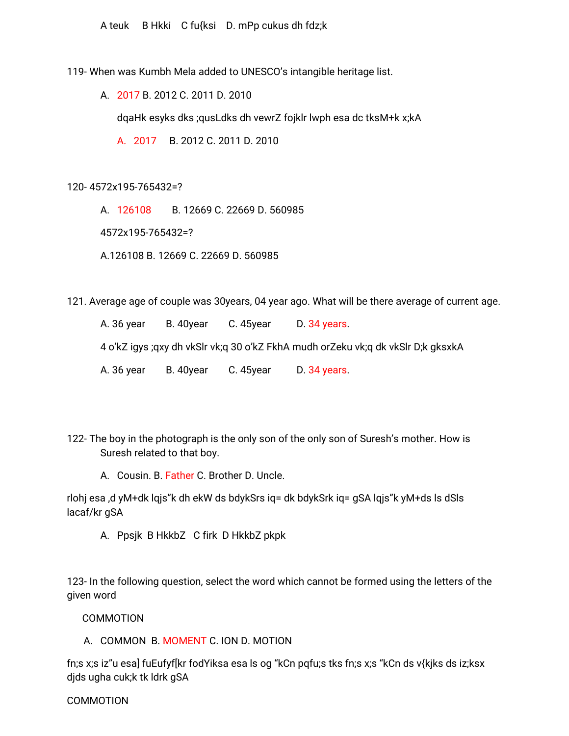A teuk  B Hkki  C fu{ksi  D. mPp cukus dh fdz;k

119- When was Kumbh Mela added to UNESCO's intangible heritage list.

A. 2017 B. 2012 C. 2011 D. 2010

dqaHk esyks dks ;qusLdks dh vewrZ fojklr lwph esa dc tksM+k x;kA

A. 2017  B. 2012 C. 2011 D. 2010

120- 4572x195-765432=?

A. 126108  B. 12669 C. 22669 D. 560985

4572x195-765432=?

A.126108 B. 12669 C. 22669 D. 560985

121. Average age of couple was 30years, 04 year ago. What will be there average of current age.

A. 36 year  B. 40year  C. 45year  D. 34 years.

4 o'kZ igys ;qxy dh vkSlr vk;q 30 o'kZ FkhA mudh orZeku vk;q dk vkSlr D;k gksxkA

A. 36 year  B. 40year  C. 45year  D. 34 years.

122- The boy in the photograph is the only son of the only son of Suresh's mother. How is Suresh related to that boy.

A. Cousin. B. Father C. Brother D. Uncle.

rlohj esa ,d yM+dk lqjs"k dh ekW ds bdykSrs iq= dk bdykSrk iq= gSA lqjs"k yM+ds ls dSls lacaf/kr gSA

A. Ppsjk  B HkkbZ  C firk  D HkkbZ pkpk

123- In the following question, select the word which cannot be formed using the letters of the given word

COMMOTION

A. COMMON B. MOMENT C. ION D. MOTION

fn;s x;s iz"u esa] fuEufyf[kr fodYiksa esa ls og "kCn pqfu;s tks fn;s x;s "kCn ds v{kjks ds iz;ksx djds ugha cuk;k tk ldrk gSA

COMMOTION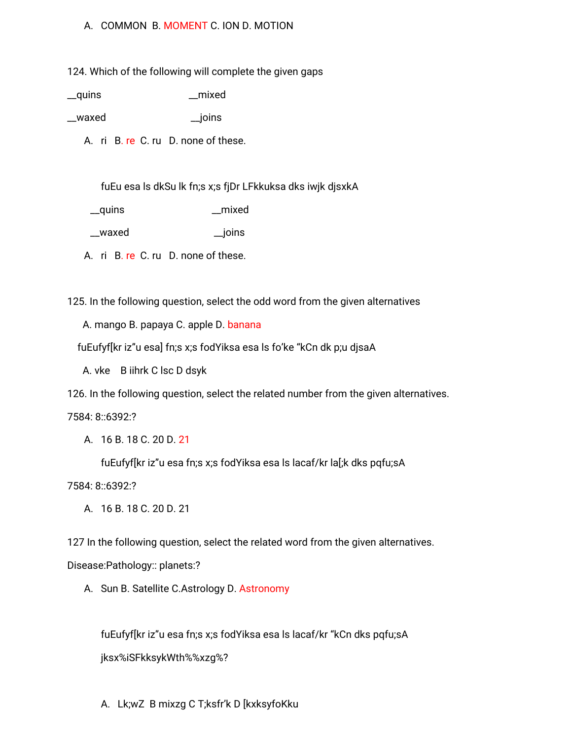A. COMMON B. MOMENT C. ION D. MOTION

124. Which of the following will complete the given gaps

__quins __mixed

__waxed __joins

A. ri B. re C. ru D. none of these.

fuEu esa ls dkSu lk fn;s x;s fjDr LFkkuksa dks iwjk djsxkA

__quins __mixed

__waxed __joins

A. ri B. re C. ru D. none of these.

125. In the following question, select the odd word from the given alternatives

A. mango B. papaya C. apple D. banana

fuEufyf[kr iz"u esa] fn;s x;s fodYiksa esa ls fo'ke "kCn dk p;u djsaA

A. vke B iihrk C lsc D dsyk

126. In the following question, select the related number from the given alternatives.

7584: 8::6392:?

A. 16 B. 18 C. 20 D. 21

fuEufyf[kr iz"u esa fn;s x;s fodYiksa esa ls lacaf/kr la[;k dks pqfu;sA

7584: 8::6392:?

A. 16 B. 18 C. 20 D. 21

127 In the following question, select the related word from the given alternatives.

Disease:Pathology:: planets:?

A. Sun B. Satellite C.Astrology D. Astronomy

fuEufyf[kr iz"u esa fn;s x;s fodYiksa esa ls lacaf/kr "kCn dks pqfu;sA

jksx%iSFkksykWth%%xzg%?

A. Lk;wZ B mixzg C T;ksfr'k D [kxksyfoKku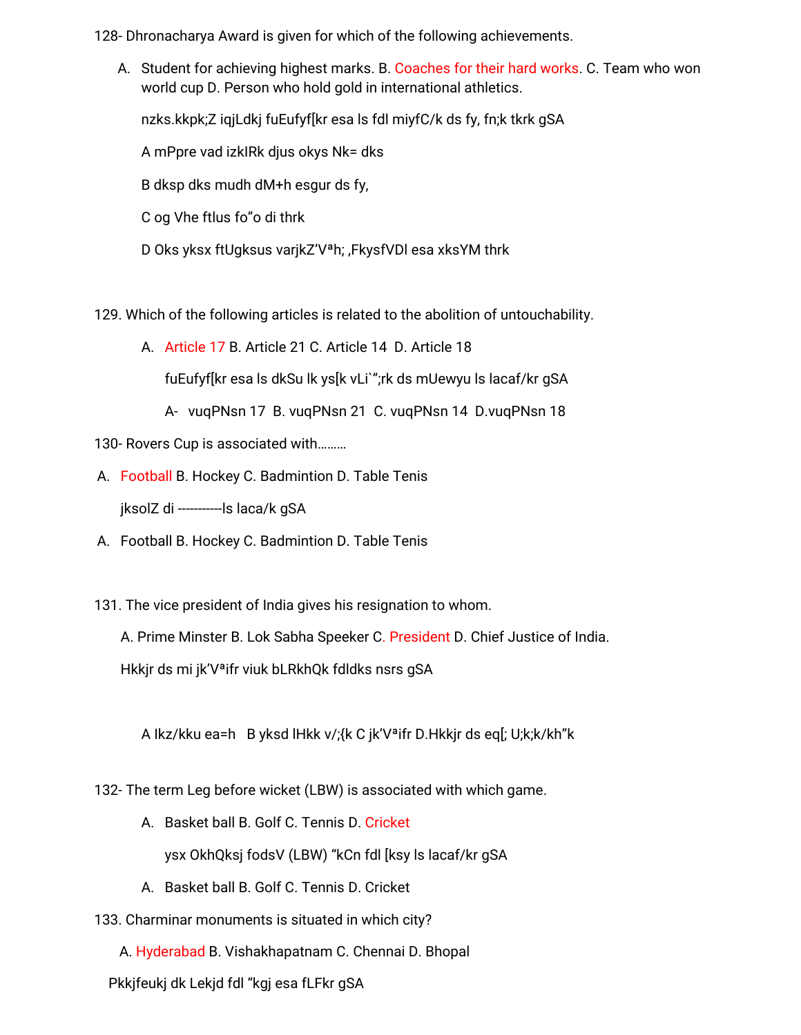128- Dhronacharya Award is given for which of the following achievements.

A. Student for achieving highest marks. B. Coaches for their hard works. C. Team who won world cup D. Person who hold gold in international athletics.

nzks.kkpk;Z iqjLdkj fuEufyf[kr esa ls fdl miyfC/k ds fy, fn;k tkrk gSA

A mPpre vad izkIRk djus okys Nk= dks

B dksp dks mudh dM+h esgur ds fy,

C og Vhe ftlus fo"o di thrk

D Oks yksx ftUgksus varjkZ'Vªh; ,FkysfVDl esa xksYM thrk

129. Which of the following articles is related to the abolition of untouchability.

A. Article 17 B. Article 21 C. Article 14 D. Article 18

fuEufyf[kr esa ls dkSu lk ys[k vLi`";rk ds mUewyu ls lacaf/kr gSA

A- vuqPNsn 17 B. vuqPNsn 21 C. vuqPNsn 14 D.vuqPNsn 18

130- Rovers Cup is associated with………

A. Football B. Hockey C. Badmintion D. Table Tenis

jksolZ di -----------ls laca/k gSA

A. Football B. Hockey C. Badmintion D. Table Tenis

131. The vice president of India gives his resignation to whom.

A. Prime Minster B. Lok Sabha Speeker C. President D. Chief Justice of India.

Hkkjr ds mi jk'Vªifr viuk bLRkhQk fdldks nsrs gSA

A Ikz/kku ea=h B yksd lHkk v/;{k C jk'Vªifr D.Hkkjr ds eq[; U;k;k/kh"k

132- The term Leg before wicket (LBW) is associated with which game.

A. Basket ball B. Golf C. Tennis D. Cricket

ysx OkhQksj fodsV (LBW) "kCn fdl [ksy ls lacaf/kr gSA

A. Basket ball B. Golf C. Tennis D. Cricket

133. Charminar monuments is situated in which city?

A. Hyderabad B. Vishakhapatnam C. Chennai D. Bhopal

Pkkjfeukj dk Lekjd fdl "kgj esa fLFkr gSA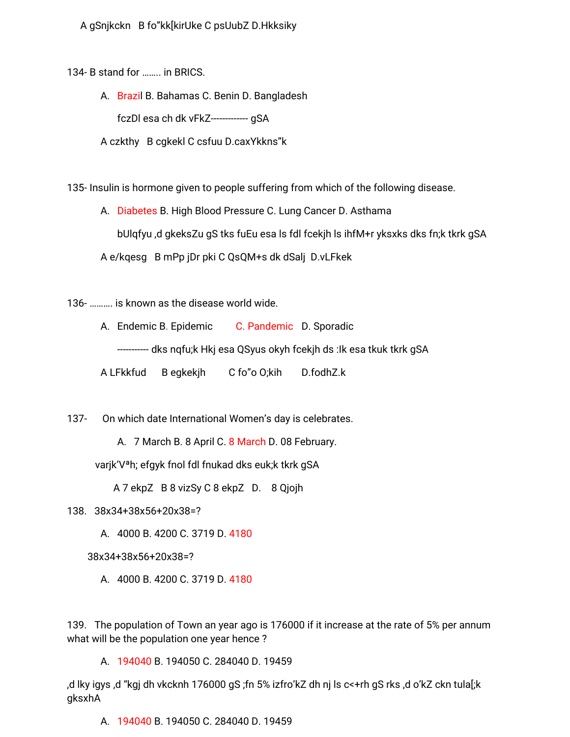A gSnjkckn   B fo"kk[kirUke C psUubZ D.Hkksiky

134- B stand for …….. in BRICS.

A. Brazil B. Bahamas C. Benin D. Bangladesh

fczDl esa ch dk vFkZ------------ gSA

A czkthy   B cgkekl C csfuu D.caxYkkns"k

135- Insulin is hormone given to people suffering from which of the following disease.

A. Diabetes B. High Blood Pressure C. Lung Cancer D. Asthama

bUlqfyu ,d gkeksZu gS tks fuEu esa ls fdl fcekjh ls ihfM+r yksxksa dks fn;k tkrk gSA

A e/kqesg   B mPp jDr pki C QsQM+s dk dSalj  D.vLFkek

136- ………. is known as the disease world wide.

A. Endemic B. Epidemic   C. Pandemic   D. Sporadic

---------- dks nqfu;k Hkj esa QSyus okyh fcekjh ds :Ik esa tkuk tkrk gSA

A LFkkfud   B egkekjh   C fo"o O;kih   D.fodhZ.k

137- On which date International Women's day is celebrates.

A. 7 March B. 8 April C. 8 March D. 08 February.

varjk'Vªh; efgyk fnol fdl fnukad dks euk;k tkrk gSA

A 7 ekpZ   B 8 vizSy C 8 ekpZ   D.   8 Qjojh

138. 38x34+38x56+20x38=?

A. 4000 B. 4200 C. 3719 D. 4180

38x34+38x56+20x38=?

A. 4000 B. 4200 C. 3719 D. 4180

139. The population of Town an year ago is 176000 if it increase at the rate of 5% per annum what will be the population one year hence ?

A. 194040 B. 194050 C. 284040 D. 19459

,d lky igys ,d "kgj dh vkcknh 176000 gS ;fn 5% izfro'kZ dh nj ls c<+rh gS rks ,d o'kZ ckn tula[;k gksxhA

A. 194040 B. 194050 C. 284040 D. 19459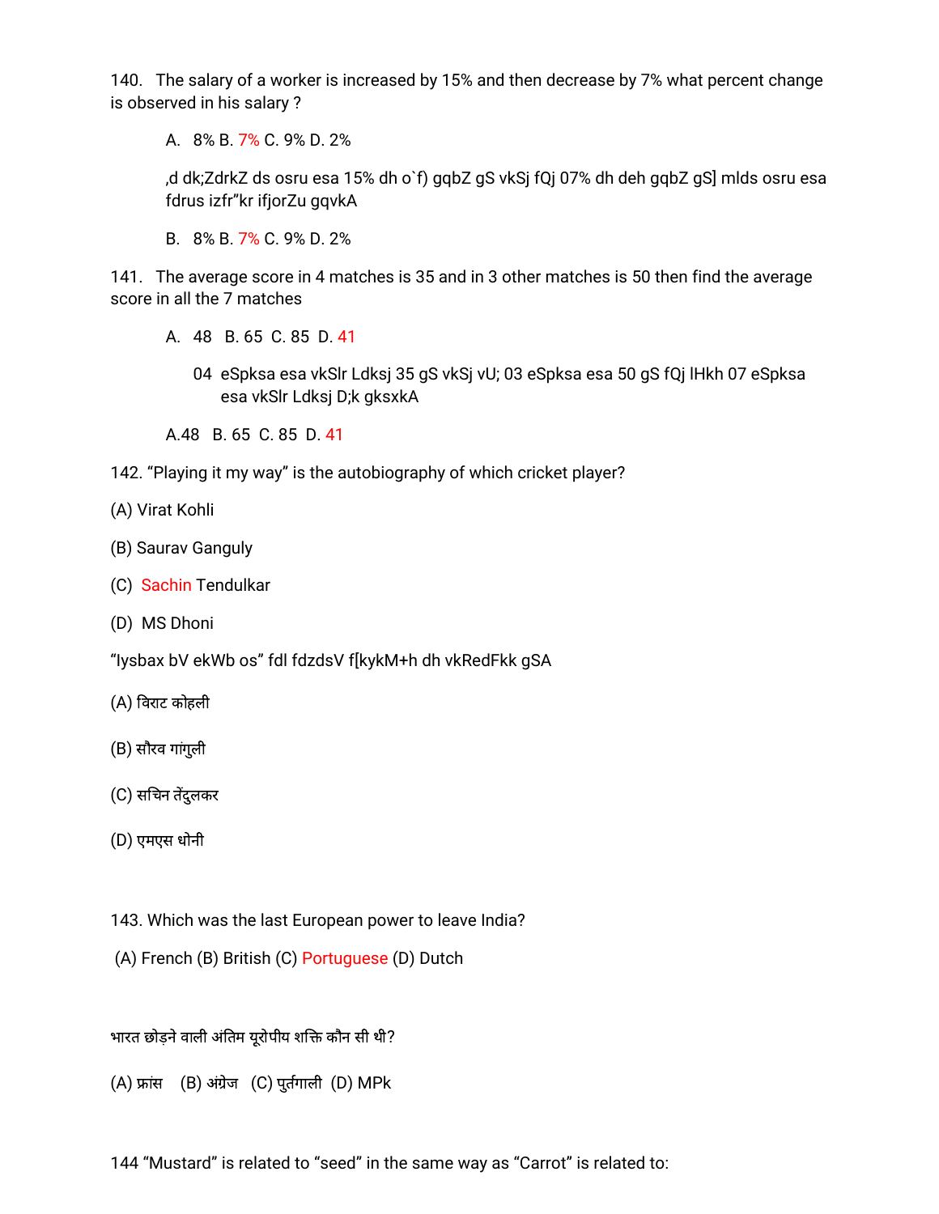140. The salary of a worker is increased by 15% and then decrease by 7% what percent change is observed in his salary ?

A. 8% B. 7% C. 9% D. 2%

,d dk;ZdrkZ ds osru esa 15% dh o`f) gqbZ gS vkSj fQj 07% dh deh gqbZ gS] mlds osru esa fdrus izfr"kr ifjorZu gqvkA

B. 8% B. 7% C. 9% D. 2%

141. The average score in 4 matches is 35 and in 3 other matches is 50 then find the average score in all the 7 matches

A. 48 B. 65 C. 85 D. 41

04 eSpksa esa vkSlr Ldksj 35 gS vkSj vU; 03 eSpksa esa 50 gS fQj lHkh 07 eSpksa esa vkSlr Ldksj D;k gksxkA

A.48 B. 65 C. 85 D. 41

142. "Playing it my way" is the autobiography of which cricket player?

(A) Virat Kohli

(B) Saurav Ganguly

(C) Sachin Tendulkar

(D) MS Dhoni

"Iysbax bV ekWb os" fdl fdzdsV f[kykM+h dh vkRedFkk gSA

(A) विराट कोहली

(B) सौरव गांगुली

(C) सचिन तेंदुलकर

(D) एमएस धोनी

143. Which was the last European power to leave India?

(A) French (B) British (C) Portuguese (D) Dutch

भारत छोड़ने वाली अंतिम यूरोपीय शक्ति कौन सी थी?

(A) फ्रांस (B) अंग्रेज (C) पुर्तगाली (D) MPk

144 "Mustard" is related to "seed" in the same way as "Carrot" is related to: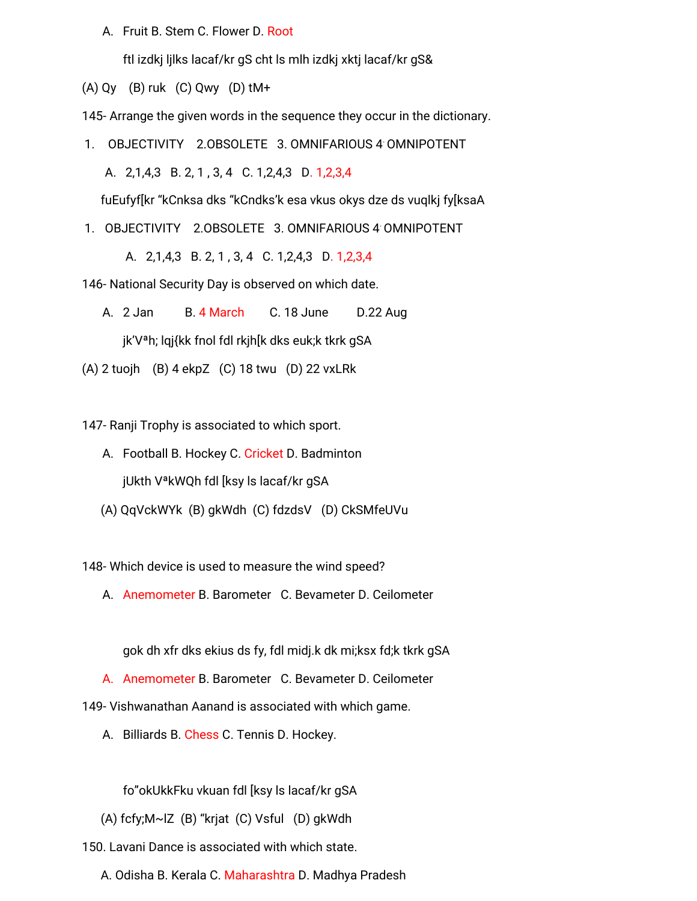A. Fruit B. Stem C. Flower D. Root

ftl izdkj ljlks lacaf/kr gS cht ls mlh izdkj xktj lacaf/kr gS&

(A) Qy (B) ruk (C) Qwy (D) tM+

145- Arrange the given words in the sequence they occur in the dictionary.

1. OBJECTIVITY 2.OBSOLETE 3. OMNIFARIOUS 4. OMNIPOTENT

A. 2,1,4,3 B. 2, 1 , 3, 4 C. 1,2,4,3 D. 1,2,3,4

fuEufyf[kr "kCnksa dks "kCndks'k esa vkus okys dze ds vuqlkj fy[ksaA

1. OBJECTIVITY 2.OBSOLETE 3. OMNIFARIOUS 4. OMNIPOTENT

A. 2,1,4,3 B. 2, 1 , 3, 4 C. 1,2,4,3 D. 1,2,3,4

146- National Security Day is observed on which date.

A. 2 Jan B. 4 March C. 18 June D.22 Aug

jk'Vªh; lqj{kk fnol fdl rkjh[k dks euk;k tkrk gSA

(A) 2 tuojh (B) 4 ekpZ (C) 18 twu (D) 22 vxLRk

147- Ranji Trophy is associated to which sport.

A. Football B. Hockey C. Cricket D. Badminton

jUkth VªkWQh fdl [ksy ls lacaf/kr gSA

(A) QqVckWYk (B) gkWdh (C) fdzdsV (D) CkSMfeUVu

148- Which device is used to measure the wind speed?

A. Anemometer B. Barometer C. Bevameter D. Ceilometer

gok dh xfr dks ekius ds fy, fdl midj.k dk mi;ksx fd;k tkrk gSA

A. Anemometer B. Barometer C. Bevameter D. Ceilometer

149- Vishwanathan Aanand is associated with which game.

A. Billiards B. Chess C. Tennis D. Hockey.

fo"okUkkFku vkuan fdl [ksy ls lacaf/kr gSA

(A) fcfy;M~lZ (B) "krjat (C) Vsful (D) gkWdh

150. Lavani Dance is associated with which state.

A. Odisha B. Kerala C. Maharashtra D. Madhya Pradesh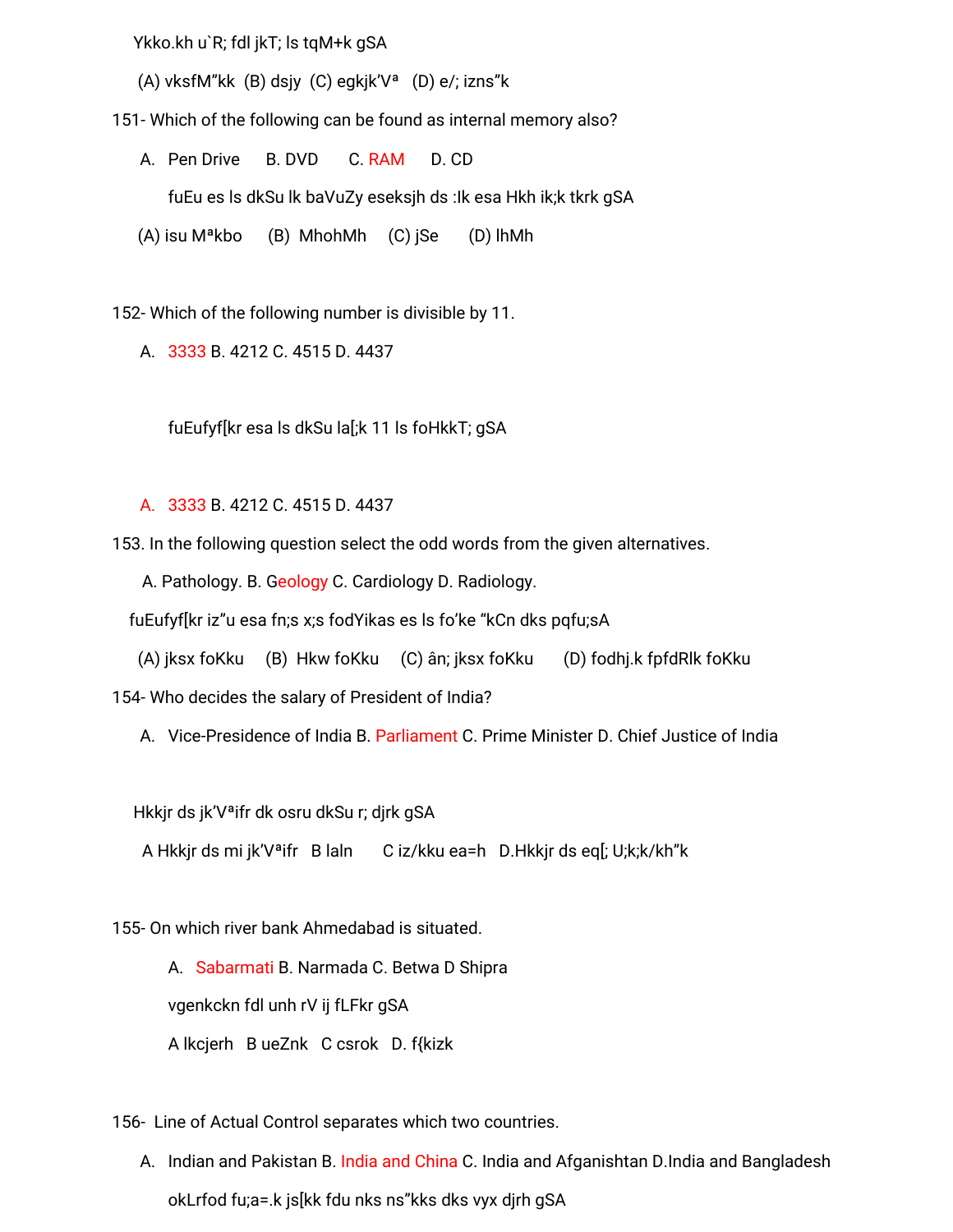Ykko.kh u`R; fdl jkT; ls tqM+k gSA

(A) vksfM"kk (B) dsjy (C) egkjk'Vª (D) e/; izns"k

151- Which of the following can be found as internal memory also?

A. Pen Drive B. DVD C. RAM D. CD

fuEu es ls dkSu lk baVuZy eseksjh ds :Ik esa Hkh ik;k tkrk gSA

(A) isu Mªkbo (B) MhohMh (C) jSe (D) lhMh

152- Which of the following number is divisible by 11.

A. 3333 B. 4212 C. 4515 D. 4437

fuEufyf[kr esa ls dkSu la[;k 11 ls foHkkT; gSA

A. 3333 B. 4212 C. 4515 D. 4437

153. In the following question select the odd words from the given alternatives.

A. Pathology. B. Geology C. Cardiology D. Radiology.

fuEufyf[kr iz"u esa fn;s x;s fodYikas es ls fo'ke "kCn dks pqfu;sA

(A) jksx foKku (B) Hkw foKku (C) ân; jksx foKku (D) fodhj.k fpfdRlk foKku

154- Who decides the salary of President of India?

A. Vice-Presidence of India B. Parliament C. Prime Minister D. Chief Justice of India

Hkkjr ds jk'Vªifr dk osru dkSu r; djrk gSA

A Hkkjr ds mi jk'Vªifr B laln C iz/kku ea=h D.Hkkjr ds eq[; U;k;k/kh"k

155- On which river bank Ahmedabad is situated.

A. Sabarmati B. Narmada C. Betwa D Shipra

vgenkckn fdl unh rV ij fLFkr gSA

A lkcjerh B ueZnk C csrok D. f{kizk

156- Line of Actual Control separates which two countries.

A. Indian and Pakistan B. India and China C. India and Afganishtan D.India and Bangladesh

okLrfod fu;a=.k js[kk fdu nks ns"kks dks vyx djrh gSA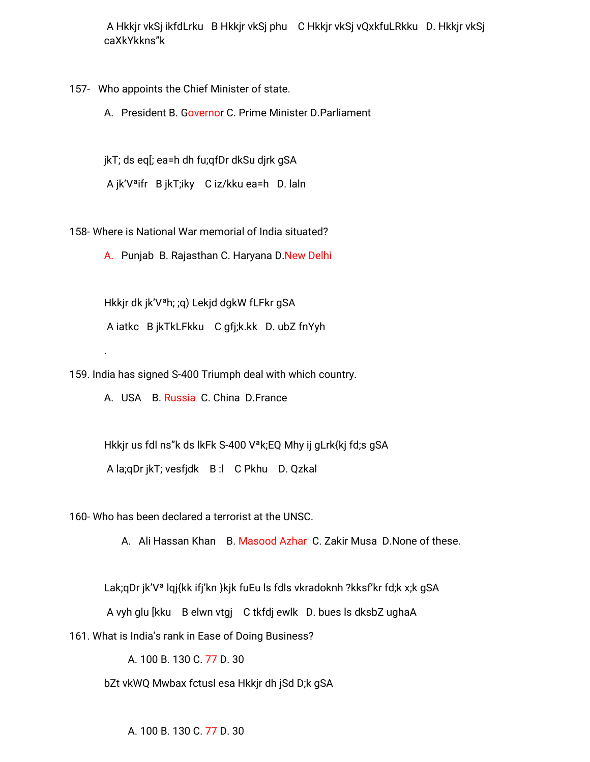A Hkkjr vkSj ikfdLrku B Hkkjr vkSj phu C Hkkjr vkSj vQxkfuLRkku D. Hkkjr vkSj caXkYkkns"k

157- Who appoints the Chief Minister of state.

A. President B. Governor C. Prime Minister D.Parliament

jkT; ds eq[; ea=h dh fu;qfDr dkSu djrk gSA

A jk'Vªifr B jkT;iky C iz/kku ea=h D. laln

158- Where is National War memorial of India situated?

A. Punjab B. Rajasthan C. Haryana D.New Delhi

Hkkjr dk jk'Vªh; ;q) Lekjd dgkW fLFkr gSA

A iatkc B jkTkLFkku C gfj;k.kk D. ubZ fnYyh

.

159. India has signed S-400 Triumph deal with which country.

A. USA B. Russia C. China D.France

Hkkjr us fdl ns"k ds lkFk S-400 Vªk;EQ Mhy ij gLrk{kj fd;s gSA

A la;qDr jkT; vesfjdk B :l C Pkhu D. Qzkal

160- Who has been declared a terrorist at the UNSC.

A. Ali Hassan Khan B. Masood Azhar C. Zakir Musa D.None of these.

Lak;qDr jk'Vª lqj{kk ifj'kn }kjk fuEu ls fdls vkradoknh ?kksf'kr fd;k x;k gSA

A vyh glu [kku B elwn vtgj C tkfdj ewlk D. bues ls dksbZ ughaA

161. What is India's rank in Ease of Doing Business?

A. 100 B. 130 C. 77 D. 30

bZt vkWQ Mwbax fctusl esa Hkkjr dh jSd D;k gSA

A. 100 B. 130 C. 77 D. 30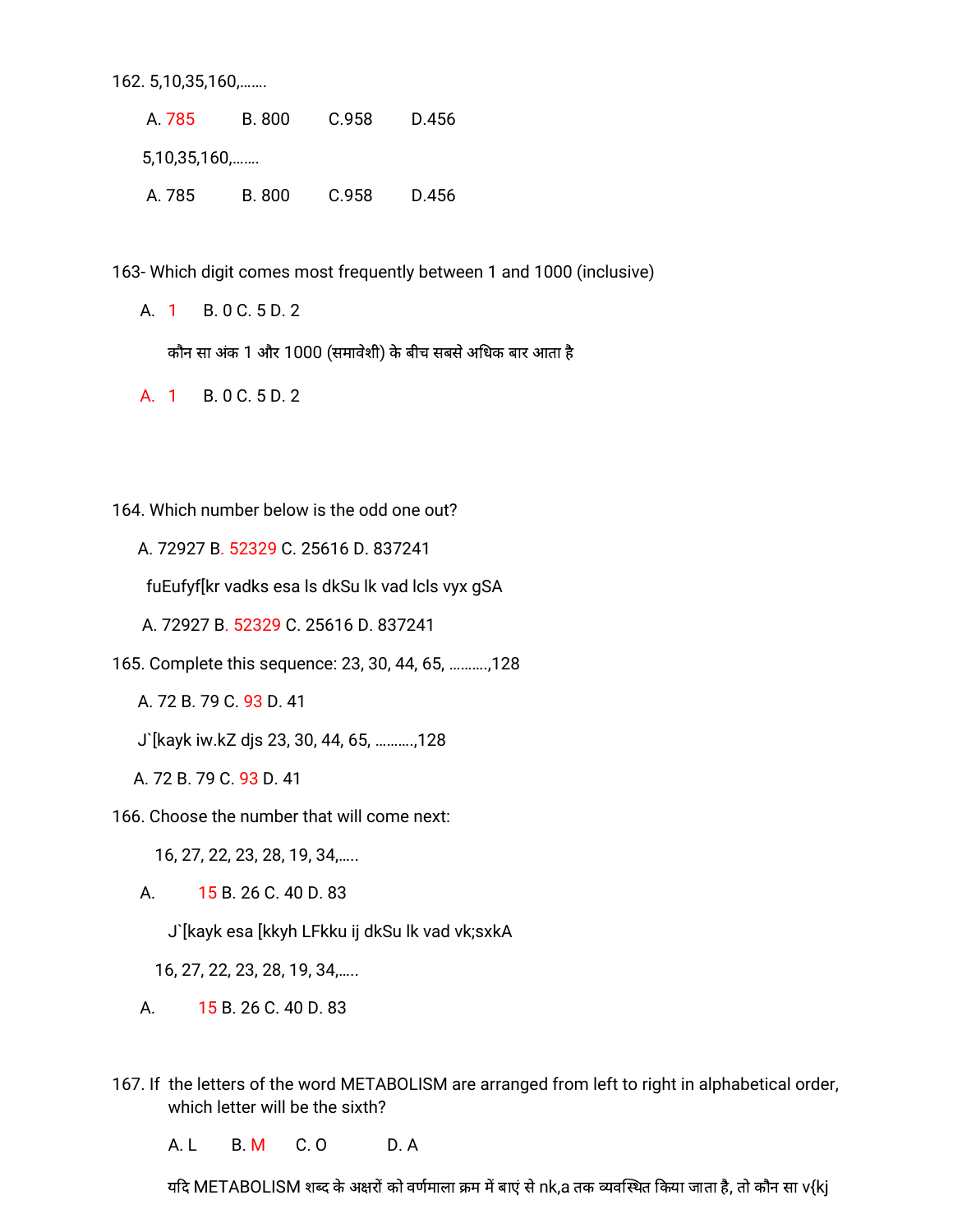162. 5,10,35,160,…….

A. 785 B. 800 C.958 D.456

5,10,35,160,…….

A. 785 B. 800 C.958 D.456

163- Which digit comes most frequently between 1 and 1000 (inclusive)

A. 1 B. 0 C. 5 D. 2

कौन सा अंक 1 और 1000 (समावेशी) के बीच सबसे अधिक बार आता है

A. 1 B. 0 C. 5 D. 2

164. Which number below is the odd one out?

A. 72927 B. 52329 C. 25616 D. 837241

fuEufyf[kr vadks esa ls dkSu lk vad lcls vyx gSA

A. 72927 B. 52329 C. 25616 D. 837241

165. Complete this sequence: 23, 30, 44, 65, ……….,128

A. 72 B. 79 C. 93 D. 41

J`[kayk iw.kZ djs 23, 30, 44, 65, ……….,128

A. 72 B. 79 C. 93 D. 41

166. Choose the number that will come next:

16, 27, 22, 23, 28, 19, 34,…..

A. 15 B. 26 C. 40 D. 83

J`[kayk esa [kkyh LFkku ij dkSu lk vad vk;sxkA

16, 27, 22, 23, 28, 19, 34,…..

A. 15 B. 26 C. 40 D. 83

167. If the letters of the word METABOLISM are arranged from left to right in alphabetical order, which letter will be the sixth?

A. L B. M C. O D. A

यदि METABOLISM शब्द के अक्षरों को वर्णमाला क्रम में बाएं से nk,a तक व्यवस्थित किया जाता है, तो कौन सा v{kj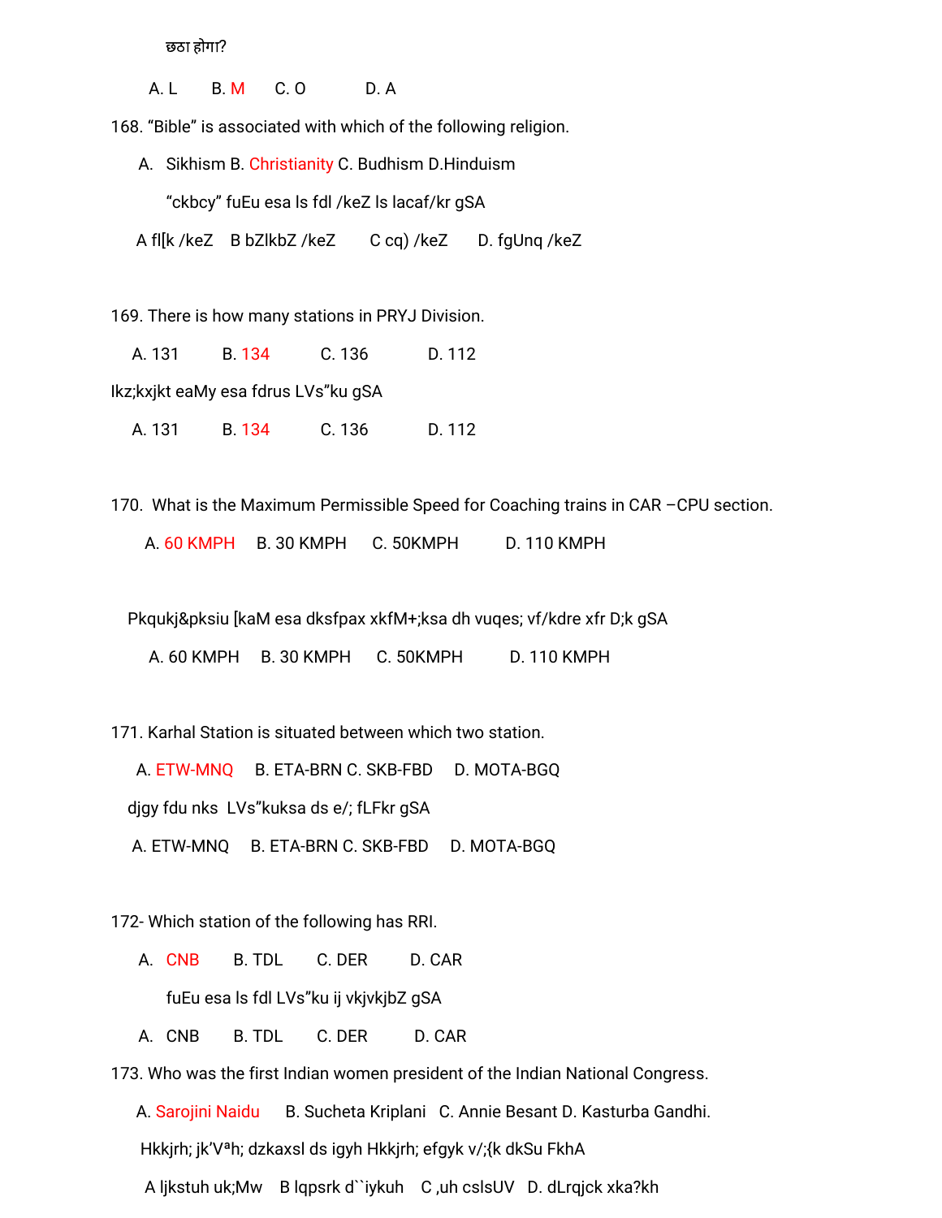छठा होगा?

A. L B. M C. O D. A

168. “Bible” is associated with which of the following religion.

A. Sikhism B. Christianity C. Budhism D.Hinduism

“ckbcy” fuEu esa ls fdl /keZ ls lacaf/kr gSA

A fl[k /keZ B bZlkbZ /keZ C cq) /keZ D. fgUnq /keZ

169. There is how many stations in PRYJ Division.

A. 131 B. 134 C. 136 D. 112

Ikz;kxjkt eaMy esa fdrus LVs”ku gSA

A. 131 B. 134 C. 136 D. 112

170. What is the Maximum Permissible Speed for Coaching trains in CAR –CPU section.

A. 60 KMPH B. 30 KMPH C. 50KMPH D. 110 KMPH

Pkqukj&pksiu [kaM esa dksfpax xkfM+;ksa dh vuqes; vf/kdre xfr D;k gSA

A. 60 KMPH B. 30 KMPH C. 50KMPH D. 110 KMPH

171. Karhal Station is situated between which two station.

A. ETW-MNQ B. ETA-BRN C. SKB-FBD D. MOTA-BGQ

djgy fdu nks LVs”kuksa ds e/; fLFkr gSA

A. ETW-MNQ B. ETA-BRN C. SKB-FBD D. MOTA-BGQ

172- Which station of the following has RRI.

A. CNB B. TDL C. DER D. CAR

fuEu esa ls fdl LVs”ku ij vkjvkjbZ gSA

A. CNB B. TDL C. DER D. CAR

173. Who was the first Indian women president of the Indian National Congress.

A. Sarojini Naidu B. Sucheta Kriplani C. Annie Besant D. Kasturba Gandhi.

Hkkjrh; jk’Vªh; dzkaxsl ds igyh Hkkjrh; efgyk v/;{k dkSu FkhA

A ljkstuh uk;Mw B lqpsrk d``iykuh C ,uh cslsUV D. dLrqjck xka?kh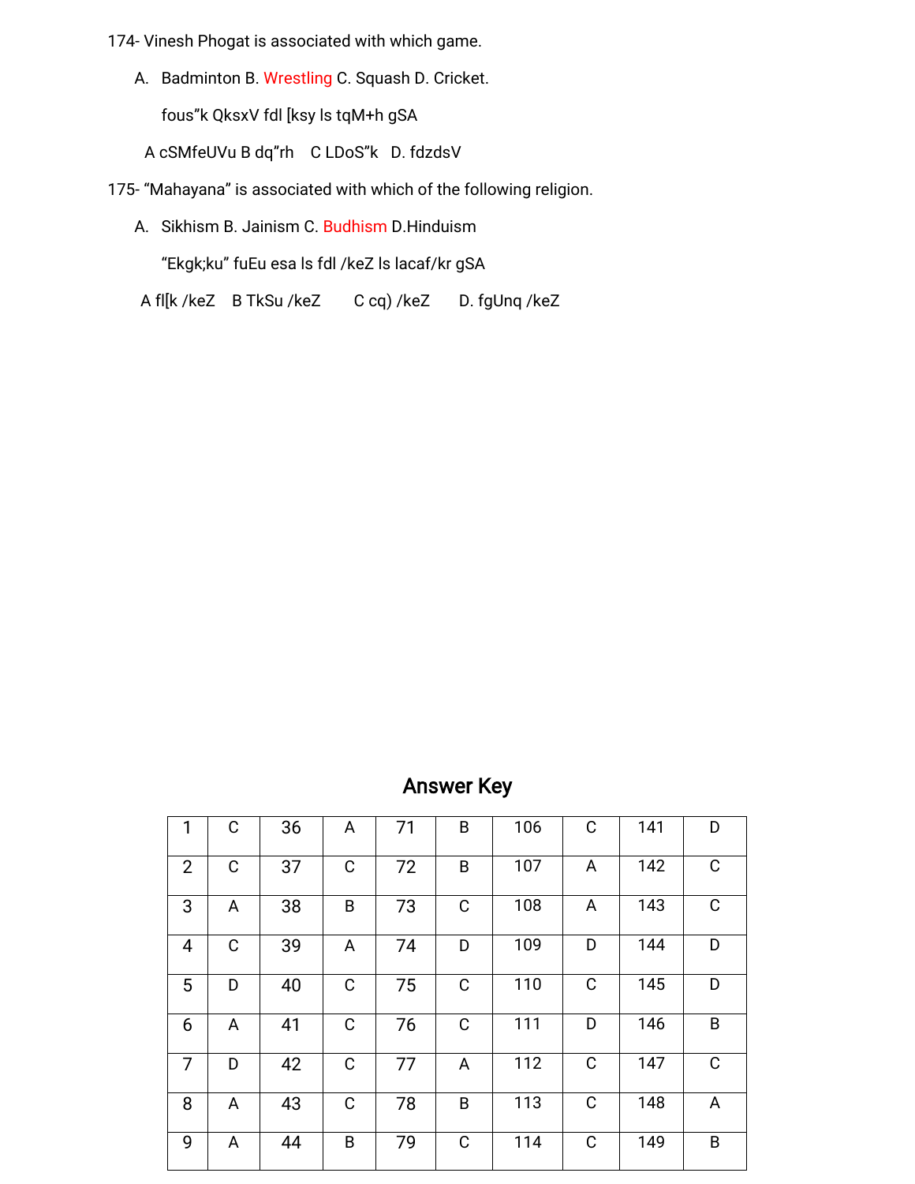174- Vinesh Phogat is associated with which game.

A. Badminton B. Wrestling C. Squash D. Cricket.

fous"k QksxV fdl [ksy ls tqM+h gSA

A cSMfeUVu B dq"rh C LDoS"k D. fdzdsV

175- “Mahayana” is associated with which of the following religion.

A. Sikhism B. Jainism C. Budhism D.Hinduism

“Ekgk;ku” fuEu esa ls fdl /keZ ls lacaf/kr gSA

A fl[k /keZ B TkSu /keZ C cq) /keZ D. fgUnq /keZ

## Answer Key

| 1 | C | 36 | A | 71 | B | 106 | C | 141 | D |
|---|---|---|---|---|---|---|---|---|---|
| 2 | C | 37 | C | 72 | B | 107 | A | 142 | C |
| 3 | A | 38 | B | 73 | C | 108 | A | 143 | C |
| 4 | C | 39 | A | 74 | D | 109 | D | 144 | D |
| 5 | D | 40 | C | 75 | C | 110 | C | 145 | D |
| 6 | A | 41 | C | 76 | C | 111 | D | 146 | B |
| 7 | D | 42 | C | 77 | A | 112 | C | 147 | C |
| 8 | A | 43 | C | 78 | B | 113 | C | 148 | A |
| 9 | A | 44 | B | 79 | C | 114 | C | 149 | B |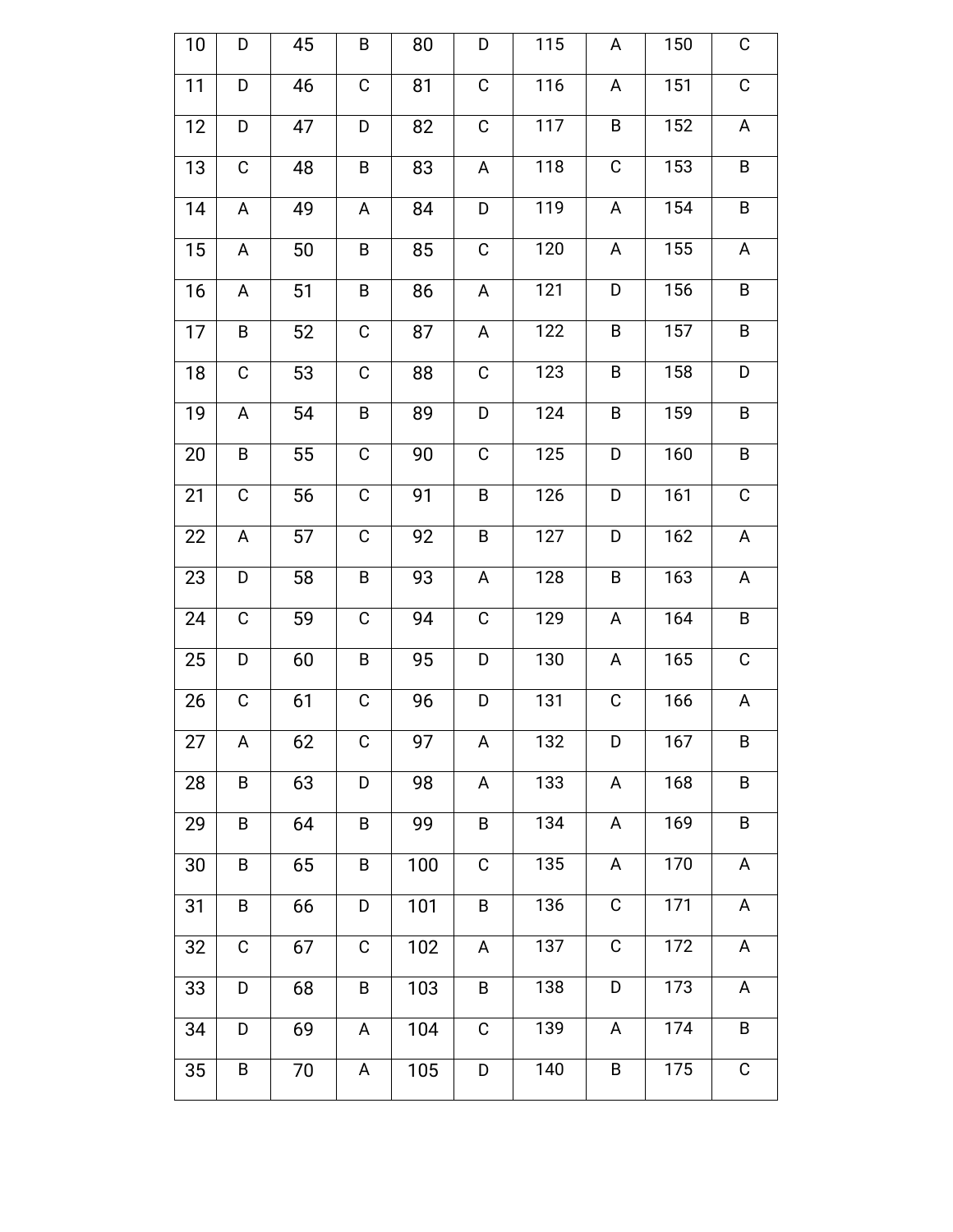| | | | | | | | | | |
|---|---|---|---|---|---|---|---|---|---|
| 10 | D | 45 | B | 80 | D | 115 | A | 150 | C |
| 11 | D | 46 | C | 81 | C | 116 | A | 151 | C |
| 12 | D | 47 | D | 82 | C | 117 | B | 152 | A |
| 13 | C | 48 | B | 83 | A | 118 | C | 153 | B |
| 14 | A | 49 | A | 84 | D | 119 | A | 154 | B |
| 15 | A | 50 | B | 85 | C | 120 | A | 155 | A |
| 16 | A | 51 | B | 86 | A | 121 | D | 156 | B |
| 17 | B | 52 | C | 87 | A | 122 | B | 157 | B |
| 18 | C | 53 | C | 88 | C | 123 | B | 158 | D |
| 19 | A | 54 | B | 89 | D | 124 | B | 159 | B |
| 20 | B | 55 | C | 90 | C | 125 | D | 160 | B |
| 21 | C | 56 | C | 91 | B | 126 | D | 161 | C |
| 22 | A | 57 | C | 92 | B | 127 | D | 162 | A |
| 23 | D | 58 | B | 93 | A | 128 | B | 163 | A |
| 24 | C | 59 | C | 94 | C | 129 | A | 164 | B |
| 25 | D | 60 | B | 95 | D | 130 | A | 165 | C |
| 26 | C | 61 | C | 96 | D | 131 | C | 166 | A |
| 27 | A | 62 | C | 97 | A | 132 | D | 167 | B |
| 28 | B | 63 | D | 98 | A | 133 | A | 168 | B |
| 29 | B | 64 | B | 99 | B | 134 | A | 169 | B |
| 30 | B | 65 | B | 100 | C | 135 | A | 170 | A |
| 31 | B | 66 | D | 101 | B | 136 | C | 171 | A |
| 32 | C | 67 | C | 102 | A | 137 | C | 172 | A |
| 33 | D | 68 | B | 103 | B | 138 | D | 173 | A |
| 34 | D | 69 | A | 104 | C | 139 | A | 174 | B |
| 35 | B | 70 | A | 105 | D | 140 | B | 175 | C |